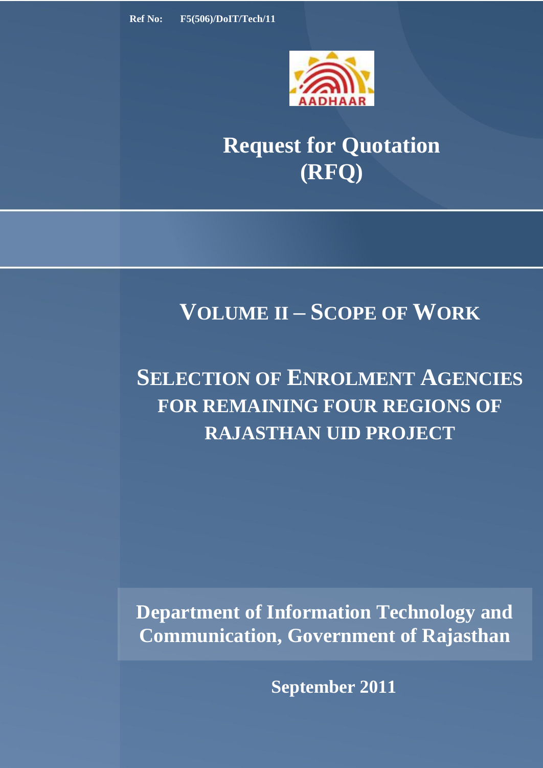**Ref No:** F5(506)/DoIT/Tech/11

# Request for Quotation (RFQ)

## VOLUME II – SCOPE OF WORK

## SELECTION OF ENROLMENT AGENCIES FOR REMAINING FOUR REGIONS OF RAJASTHAN UID PROJECT

**Department of Information Technology and Communication, Government of Rajasthan**

**September 2011**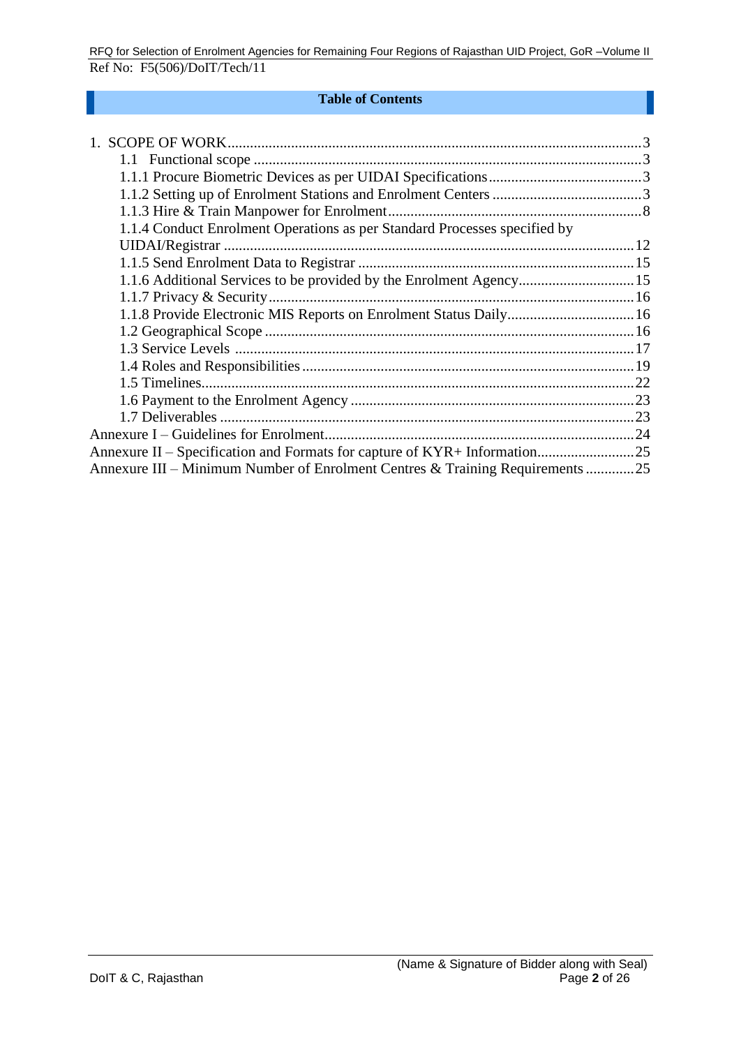## Table of Contents

1. SCOPE OF WORK ........ 3
   - 1.1 Functional scope ........ 3
   - 1.1.1 Procure Biometric Devices as per UIDAI Specifications ........ 3
   - 1.1.2 Setting up of Enrolment Stations and Enrolment Centers ........ 3
   - 1.1.3 Hire & Train Manpower for Enrolment ........ 8
   - 1.1.4 Conduct Enrolment Operations as per Standard Processes specified by UIDAI/Registrar ........ 12
   - 1.1.5 Send Enrolment Data to Registrar ........ 15
   - 1.1.6 Additional Services to be provided by the Enrolment Agency ........ 15
   - 1.1.7 Privacy & Security ........ 16
   - 1.1.8 Provide Electronic MIS Reports on Enrolment Status Daily ........ 16
   - 1.2 Geographical Scope ........ 16
   - 1.3 Service Levels ........ 17
   - 1.4 Roles and Responsibilities ........ 19
   - 1.5 Timelines ........ 22
   - 1.6 Payment to the Enrolment Agency ........ 23
   - 1.7 Deliverables ........ 23

Annexure I – Guidelines for Enrolment ........ 24

Annexure II – Specification and Formats for capture of KYR+ Information ........ 25

Annexure III – Minimum Number of Enrolment Centres & Training Requirements ........ 25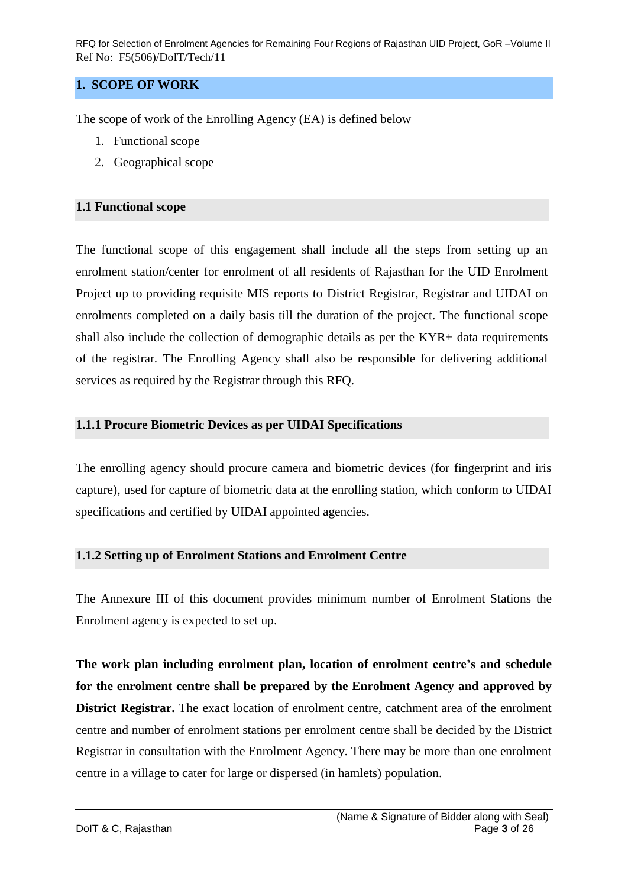## 1. SCOPE OF WORK

The scope of work of the Enrolling Agency (EA) is defined below

1. Functional scope
2. Geographical scope

### 1.1 Functional scope

The functional scope of this engagement shall include all the steps from setting up an enrolment station/center for enrolment of all residents of Rajasthan for the UID Enrolment Project up to providing requisite MIS reports to District Registrar, Registrar and UIDAI on enrolments completed on a daily basis till the duration of the project. The functional scope shall also include the collection of demographic details as per the KYR+ data requirements of the registrar. The Enrolling Agency shall also be responsible for delivering additional services as required by the Registrar through this RFQ.

#### 1.1.1 Procure Biometric Devices as per UIDAI Specifications

The enrolling agency should procure camera and biometric devices (for fingerprint and iris capture), used for capture of biometric data at the enrolling station, which conform to UIDAI specifications and certified by UIDAI appointed agencies.

#### 1.1.2 Setting up of Enrolment Stations and Enrolment Centre

The Annexure III of this document provides minimum number of Enrolment Stations the Enrolment agency is expected to set up.

**The work plan including enrolment plan, location of enrolment centre's and schedule for the enrolment centre shall be prepared by the Enrolment Agency and approved by District Registrar.** The exact location of enrolment centre, catchment area of the enrolment centre and number of enrolment stations per enrolment centre shall be decided by the District Registrar in consultation with the Enrolment Agency. There may be more than one enrolment centre in a village to cater for large or dispersed (in hamlets) population.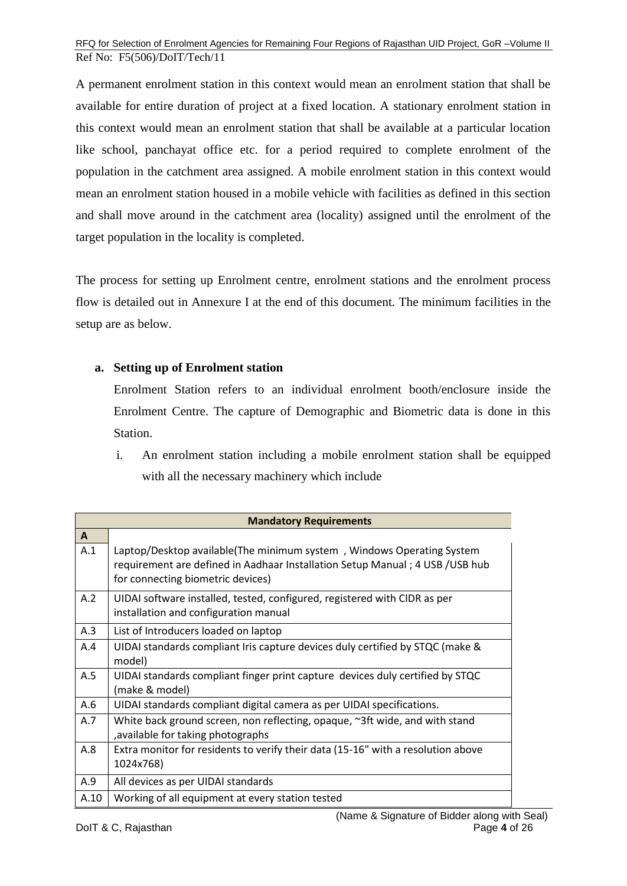A permanent enrolment station in this context would mean an enrolment station that shall be available for entire duration of project at a fixed location. A stationary enrolment station in this context would mean an enrolment station that shall be available at a particular location like school, panchayat office etc. for a period required to complete enrolment of the population in the catchment area assigned. A mobile enrolment station in this context would mean an enrolment station housed in a mobile vehicle with facilities as defined in this section and shall move around in the catchment area (locality) assigned until the enrolment of the target population in the locality is completed.

The process for setting up Enrolment centre, enrolment stations and the enrolment process flow is detailed out in Annexure I at the end of this document. The minimum facilities in the setup are as below.

**a. Setting up of Enrolment station**

Enrolment Station refers to an individual enrolment booth/enclosure inside the Enrolment Centre. The capture of Demographic and Biometric data is done in this Station.

i. An enrolment station including a mobile enrolment station shall be equipped with all the necessary machinery which include

| Mandatory Requirements | |
|---|---|
| **A** | |
| A.1 | Laptop/Desktop available(The minimum system , Windows Operating System requirement are defined in Aadhaar Installation Setup Manual ; 4 USB /USB hub for connecting biometric devices) |
| A.2 | UIDAI software installed, tested, configured, registered with CIDR as per installation and configuration manual |
| A.3 | List of Introducers loaded on laptop |
| A.4 | UIDAI standards compliant Iris capture devices duly certified by STQC (make & model) |
| A.5 | UIDAI standards compliant finger print capture devices duly certified by STQC (make & model) |
| A.6 | UIDAI standards compliant digital camera as per UIDAI specifications. |
| A.7 | White back ground screen, non reflecting, opaque, ~3ft wide, and with stand ,available for taking photographs |
| A.8 | Extra monitor for residents to verify their data (15-16" with a resolution above 1024x768) |
| A.9 | All devices as per UIDAI standards |
| A.10 | Working of all equipment at every station tested |

(Name & Signature of Bidder along with Seal)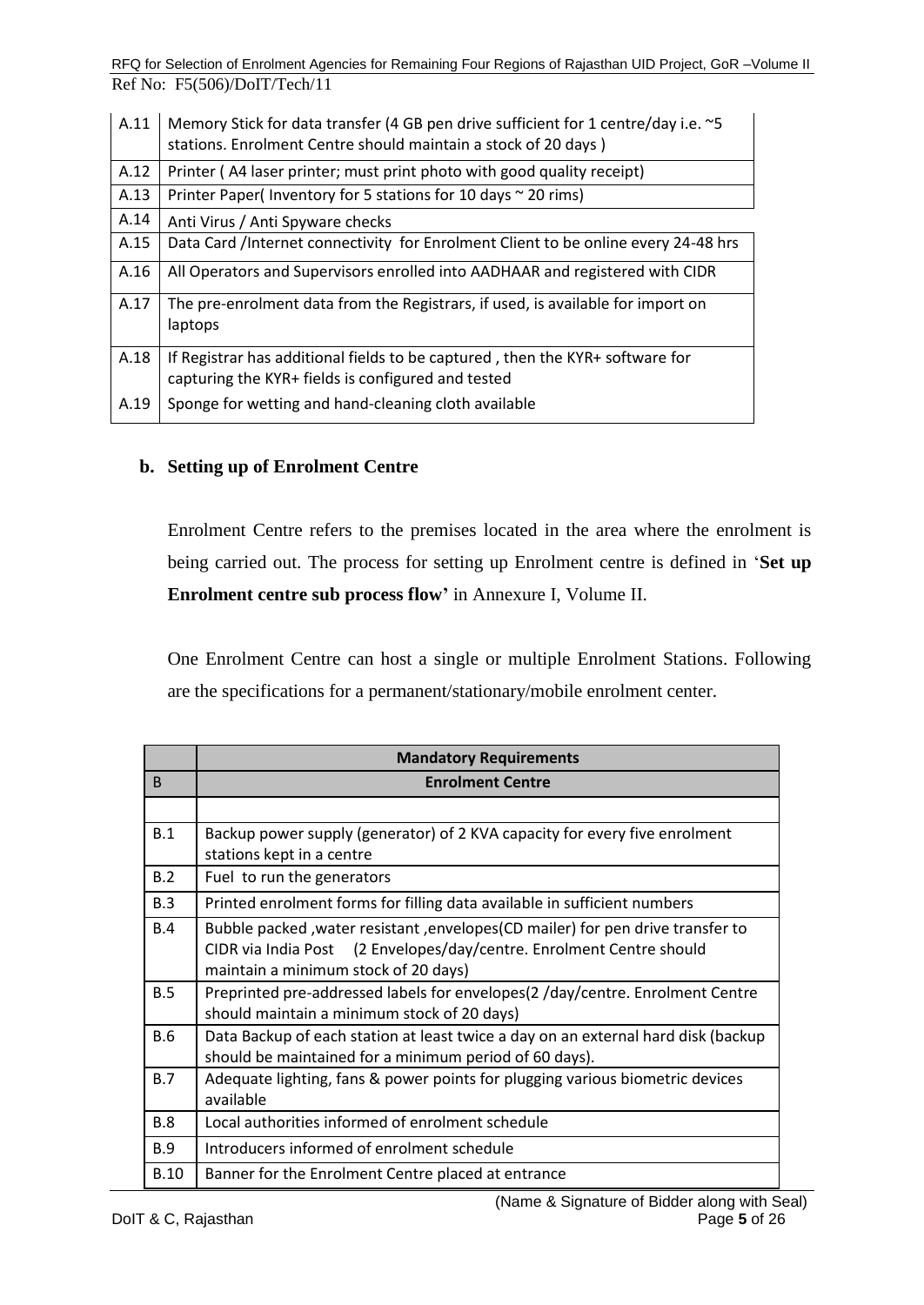| | |
|---|---|
| A.11 | Memory Stick for data transfer (4 GB pen drive sufficient for 1 centre/day i.e. ~5 stations. Enrolment Centre should maintain a stock of 20 days ) |
| A.12 | Printer ( A4 laser printer; must print photo with good quality receipt) |
| A.13 | Printer Paper( Inventory for 5 stations for 10 days ~ 20 rims) |
| A.14 | Anti Virus / Anti Spyware checks |
| A.15 | Data Card /Internet connectivity for Enrolment Client to be online every 24-48 hrs |
| A.16 | All Operators and Supervisors enrolled into AADHAAR and registered with CIDR |
| A.17 | The pre-enrolment data from the Registrars, if used, is available for import on laptops |
| A.18 | If Registrar has additional fields to be captured , then the KYR+ software for capturing the KYR+ fields is configured and tested |
| A.19 | Sponge for wetting and hand-cleaning cloth available |

**b. Setting up of Enrolment Centre**

Enrolment Centre refers to the premises located in the area where the enrolment is being carried out. The process for setting up Enrolment centre is defined in '**Set up Enrolment centre sub process flow'** in Annexure I, Volume II.

One Enrolment Centre can host a single or multiple Enrolment Stations. Following are the specifications for a permanent/stationary/mobile enrolment center.

| | **Mandatory Requirements** |
|---|---|
| B | **Enrolment Centre** |
| | |
| B.1 | Backup power supply (generator) of 2 KVA capacity for every five enrolment stations kept in a centre |
| B.2 | Fuel to run the generators |
| B.3 | Printed enrolment forms for filling data available in sufficient numbers |
| B.4 | Bubble packed ,water resistant ,envelopes(CD mailer) for pen drive transfer to CIDR via India Post (2 Envelopes/day/centre. Enrolment Centre should maintain a minimum stock of 20 days) |
| B.5 | Preprinted pre-addressed labels for envelopes(2 /day/centre. Enrolment Centre should maintain a minimum stock of 20 days) |
| B.6 | Data Backup of each station at least twice a day on an external hard disk (backup should be maintained for a minimum period of 60 days). |
| B.7 | Adequate lighting, fans & power points for plugging various biometric devices available |
| B.8 | Local authorities informed of enrolment schedule |
| B.9 | Introducers informed of enrolment schedule |
| B.10 | Banner for the Enrolment Centre placed at entrance |

(Name & Signature of Bidder along with Seal)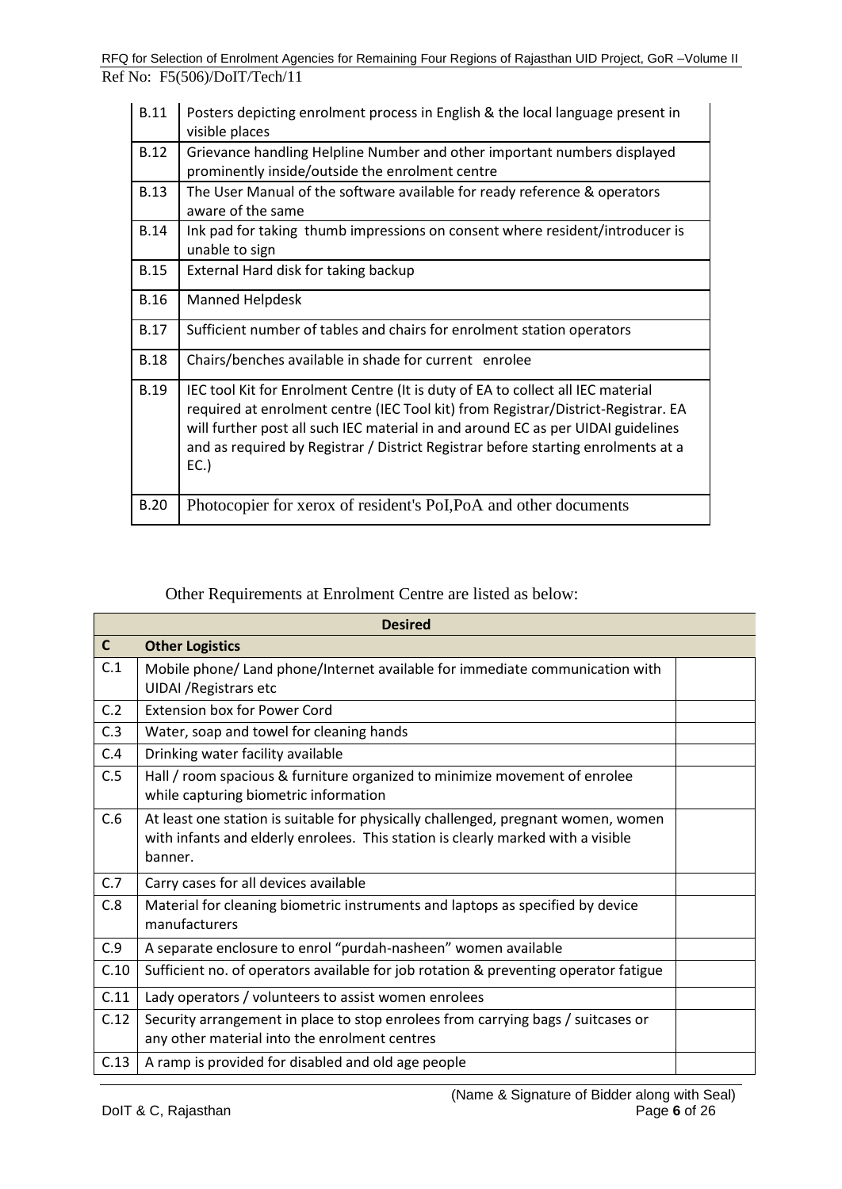| | |
|---|---|
| B.11 | Posters depicting enrolment process in English & the local language present in visible places |
| B.12 | Grievance handling Helpline Number and other important numbers displayed prominently inside/outside the enrolment centre |
| B.13 | The User Manual of the software available for ready reference & operators aware of the same |
| B.14 | Ink pad for taking thumb impressions on consent where resident/introducer is unable to sign |
| B.15 | External Hard disk for taking backup |
| B.16 | Manned Helpdesk |
| B.17 | Sufficient number of tables and chairs for enrolment station operators |
| B.18 | Chairs/benches available in shade for current enrolee |
| B.19 | IEC tool Kit for Enrolment Centre (It is duty of EA to collect all IEC material required at enrolment centre (IEC Tool kit) from Registrar/District-Registrar. EA will further post all such IEC material in and around EC as per UIDAI guidelines and as required by Registrar / District Registrar before starting enrolments at a EC.) |
| B.20 | Photocopier for xerox of resident's PoI,PoA and other documents |

Other Requirements at Enrolment Centre are listed as below:

| **Desired** | | |
|---|---|---|
| **C** | **Other Logistics** | |
| C.1 | Mobile phone/ Land phone/Internet available for immediate communication with UIDAI /Registrars etc | |
| C.2 | Extension box for Power Cord | |
| C.3 | Water, soap and towel for cleaning hands | |
| C.4 | Drinking water facility available | |
| C.5 | Hall / room spacious & furniture organized to minimize movement of enrolee while capturing biometric information | |
| C.6 | At least one station is suitable for physically challenged, pregnant women, women with infants and elderly enrolees. This station is clearly marked with a visible banner. | |
| C.7 | Carry cases for all devices available | |
| C.8 | Material for cleaning biometric instruments and laptops as specified by device manufacturers | |
| C.9 | A separate enclosure to enrol "purdah-nasheen" women available | |
| C.10 | Sufficient no. of operators available for job rotation & preventing operator fatigue | |
| C.11 | Lady operators / volunteers to assist women enrolees | |
| C.12 | Security arrangement in place to stop enrolees from carrying bags / suitcases or any other material into the enrolment centres | |
| C.13 | A ramp is provided for disabled and old age people | |

(Name & Signature of Bidder along with Seal)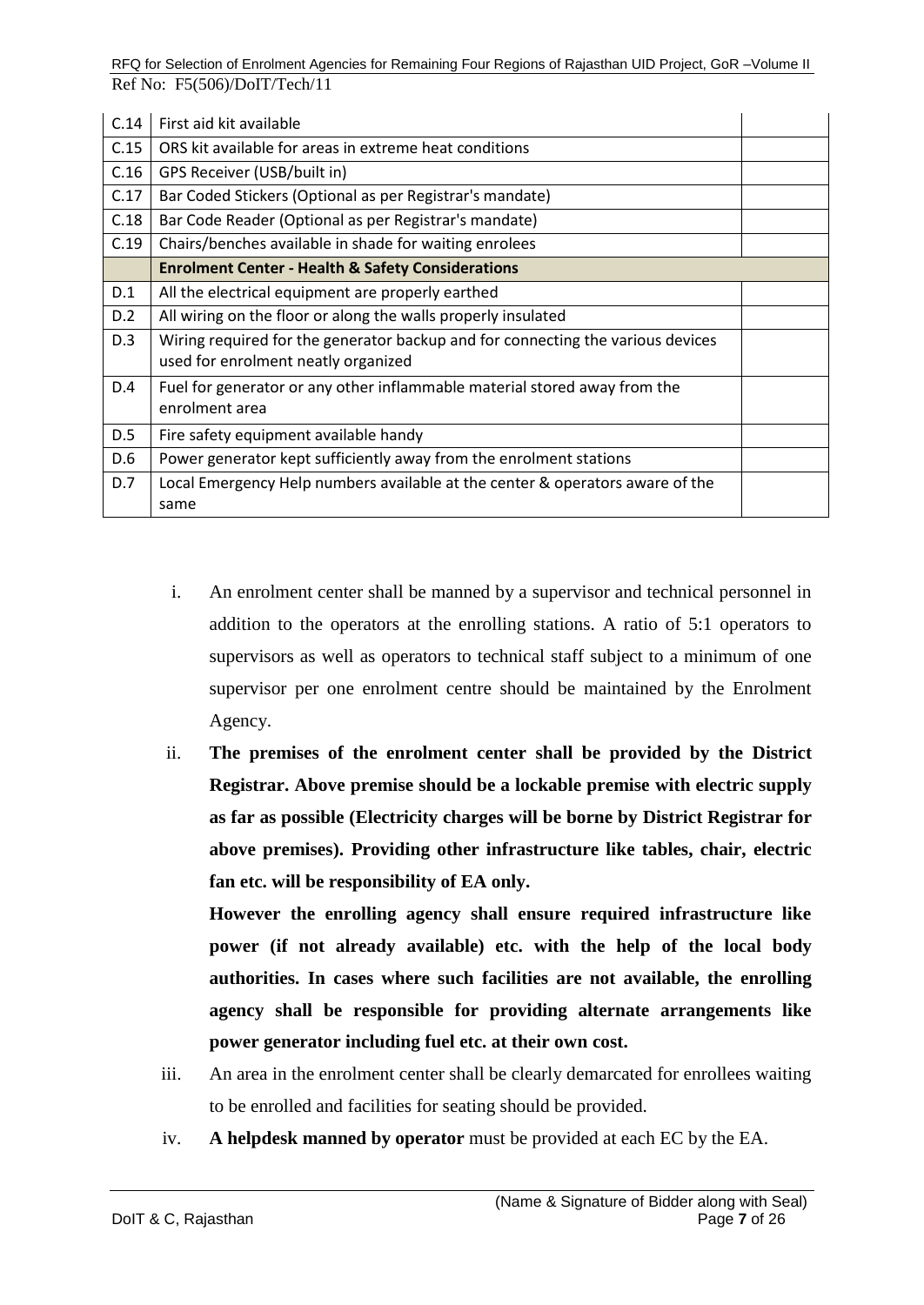| | | |
|---|---|---|
| C.14 | First aid kit available | |
| C.15 | ORS kit available for areas in extreme heat conditions | |
| C.16 | GPS Receiver (USB/built in) | |
| C.17 | Bar Coded Stickers (Optional as per Registrar's mandate) | |
| C.18 | Bar Code Reader (Optional as per Registrar's mandate) | |
| C.19 | Chairs/benches available in shade for waiting enrolees | |
| | **Enrolment Center - Health & Safety Considerations** | |
| D.1 | All the electrical equipment are properly earthed | |
| D.2 | All wiring on the floor or along the walls properly insulated | |
| D.3 | Wiring required for the generator backup and for connecting the various devices used for enrolment neatly organized | |
| D.4 | Fuel for generator or any other inflammable material stored away from the enrolment area | |
| D.5 | Fire safety equipment available handy | |
| D.6 | Power generator kept sufficiently away from the enrolment stations | |
| D.7 | Local Emergency Help numbers available at the center & operators aware of the same | |

i. An enrolment center shall be manned by a supervisor and technical personnel in addition to the operators at the enrolling stations. A ratio of 5:1 operators to supervisors as well as operators to technical staff subject to a minimum of one supervisor per one enrolment centre should be maintained by the Enrolment Agency.

ii. **The premises of the enrolment center shall be provided by the District Registrar. Above premise should be a lockable premise with electric supply as far as possible (Electricity charges will be borne by District Registrar for above premises). Providing other infrastructure like tables, chair, electric fan etc. will be responsibility of EA only.**

**However the enrolling agency shall ensure required infrastructure like power (if not already available) etc. with the help of the local body authorities. In cases where such facilities are not available, the enrolling agency shall be responsible for providing alternate arrangements like power generator including fuel etc. at their own cost.**

iii. An area in the enrolment center shall be clearly demarcated for enrollees waiting to be enrolled and facilities for seating should be provided.

iv. **A helpdesk manned by operator** must be provided at each EC by the EA.

(Name & Signature of Bidder along with Seal)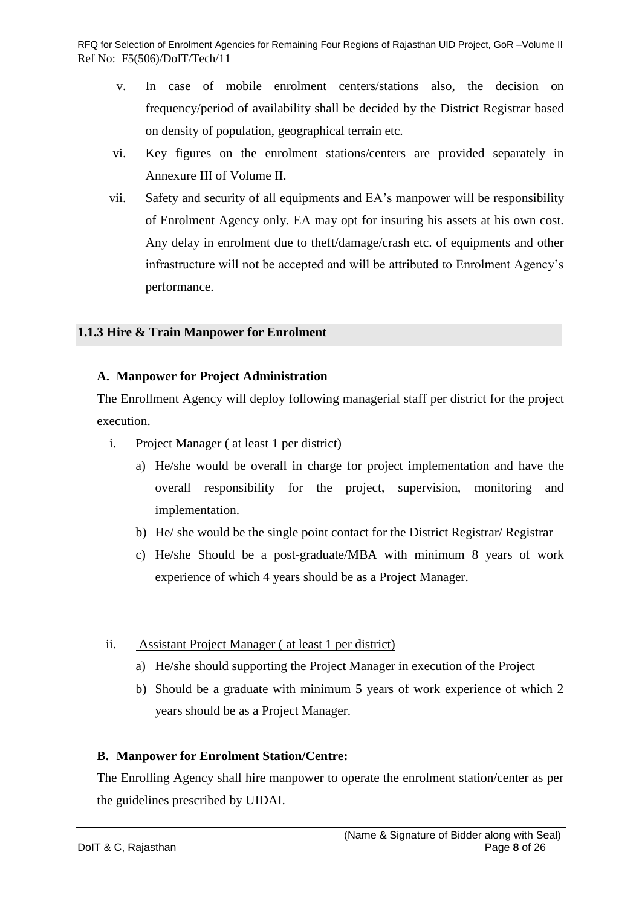v. In case of mobile enrolment centers/stations also, the decision on frequency/period of availability shall be decided by the District Registrar based on density of population, geographical terrain etc.

vi. Key figures on the enrolment stations/centers are provided separately in Annexure III of Volume II.

vii. Safety and security of all equipments and EA's manpower will be responsibility of Enrolment Agency only. EA may opt for insuring his assets at his own cost. Any delay in enrolment due to theft/damage/crash etc. of equipments and other infrastructure will not be accepted and will be attributed to Enrolment Agency's performance.

### 1.1.3 Hire & Train Manpower for Enrolment

**A. Manpower for Project Administration**

The Enrollment Agency will deploy following managerial staff per district for the project execution.

i. <u>Project Manager ( at least 1 per district)</u>

   a) He/she would be overall in charge for project implementation and have the overall responsibility for the project, supervision, monitoring and implementation.

   b) He/ she would be the single point contact for the District Registrar/ Registrar

   c) He/she Should be a post-graduate/MBA with minimum 8 years of work experience of which 4 years should be as a Project Manager.

ii. <u>Assistant Project Manager ( at least 1 per district)</u>

   a) He/she should supporting the Project Manager in execution of the Project

   b) Should be a graduate with minimum 5 years of work experience of which 2 years should be as a Project Manager.

**B. Manpower for Enrolment Station/Centre:**

The Enrolling Agency shall hire manpower to operate the enrolment station/center as per the guidelines prescribed by UIDAI.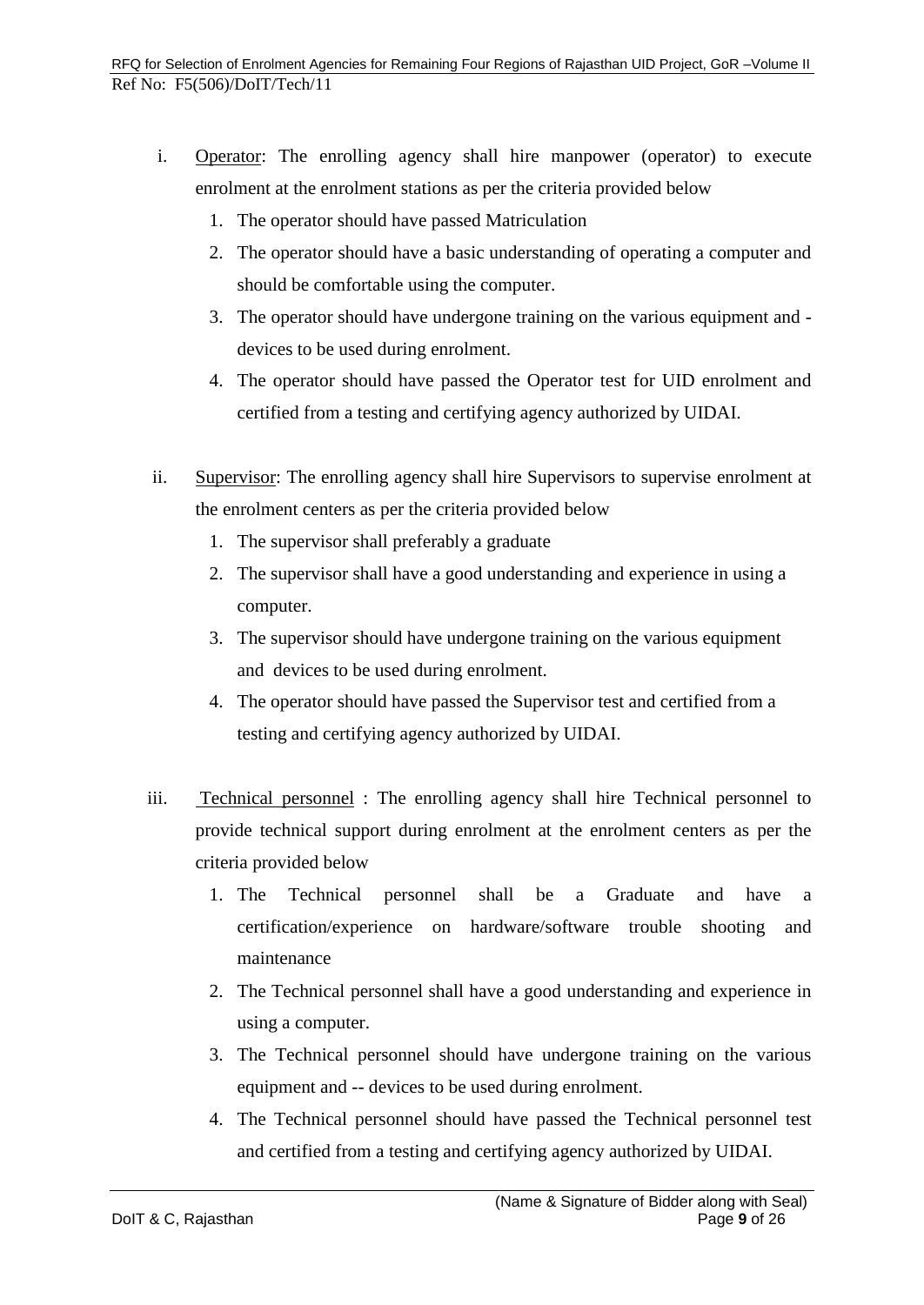i. Operator: The enrolling agency shall hire manpower (operator) to execute enrolment at the enrolment stations as per the criteria provided below

   1. The operator should have passed Matriculation
   2. The operator should have a basic understanding of operating a computer and should be comfortable using the computer.
   3. The operator should have undergone training on the various equipment and -devices to be used during enrolment.
   4. The operator should have passed the Operator test for UID enrolment and certified from a testing and certifying agency authorized by UIDAI.

ii. Supervisor: The enrolling agency shall hire Supervisors to supervise enrolment at the enrolment centers as per the criteria provided below

   1. The supervisor shall preferably a graduate
   2. The supervisor shall have a good understanding and experience in using a computer.
   3. The supervisor should have undergone training on the various equipment and devices to be used during enrolment.
   4. The operator should have passed the Supervisor test and certified from a testing and certifying agency authorized by UIDAI.

iii. Technical personnel : The enrolling agency shall hire Technical personnel to provide technical support during enrolment at the enrolment centers as per the criteria provided below

   1. The Technical personnel shall be a Graduate and have a certification/experience on hardware/software trouble shooting and maintenance
   2. The Technical personnel shall have a good understanding and experience in using a computer.
   3. The Technical personnel should have undergone training on the various equipment and -- devices to be used during enrolment.
   4. The Technical personnel should have passed the Technical personnel test and certified from a testing and certifying agency authorized by UIDAI.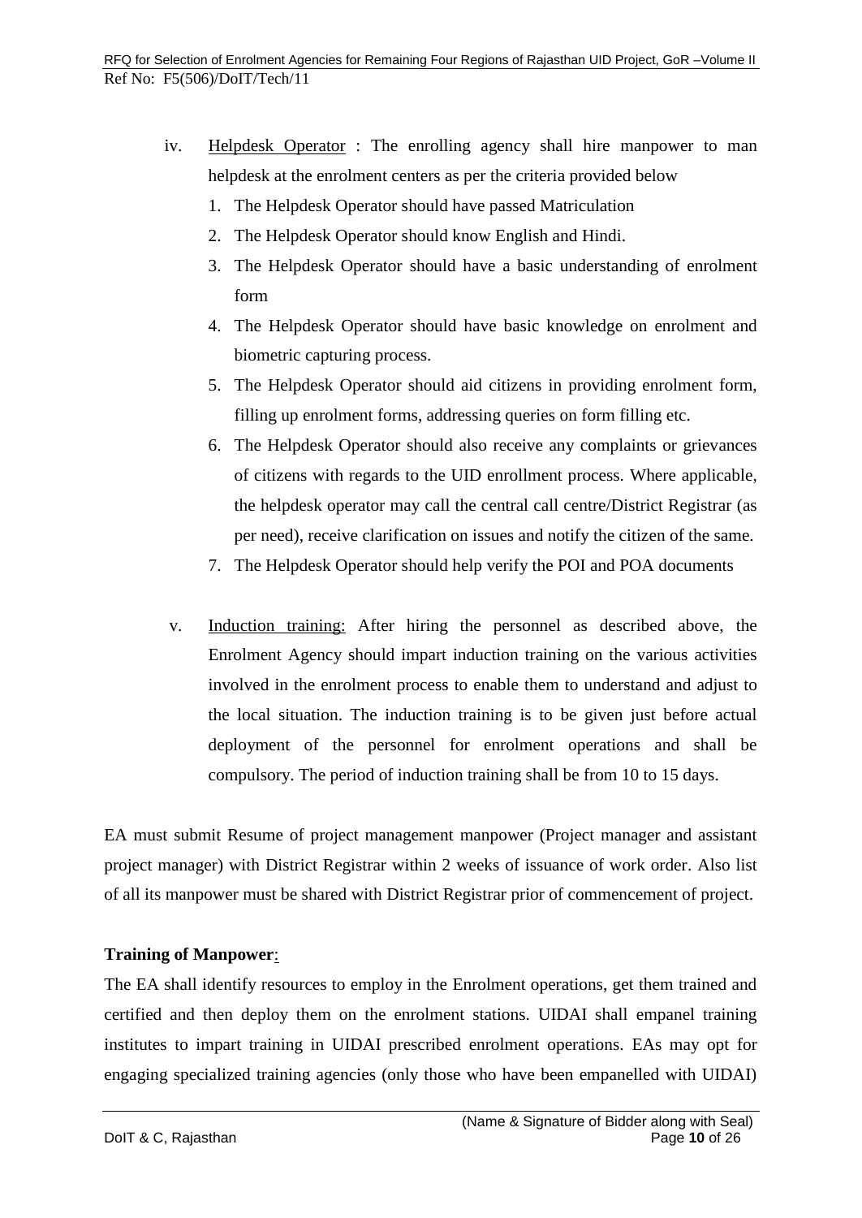iv. Helpdesk Operator : The enrolling agency shall hire manpower to man helpdesk at the enrolment centers as per the criteria provided below

1. The Helpdesk Operator should have passed Matriculation
2. The Helpdesk Operator should know English and Hindi.
3. The Helpdesk Operator should have a basic understanding of enrolment form
4. The Helpdesk Operator should have basic knowledge on enrolment and biometric capturing process.
5. The Helpdesk Operator should aid citizens in providing enrolment form, filling up enrolment forms, addressing queries on form filling etc.
6. The Helpdesk Operator should also receive any complaints or grievances of citizens with regards to the UID enrollment process. Where applicable, the helpdesk operator may call the central call centre/District Registrar (as per need), receive clarification on issues and notify the citizen of the same.
7. The Helpdesk Operator should help verify the POI and POA documents

v. Induction training: After hiring the personnel as described above, the Enrolment Agency should impart induction training on the various activities involved in the enrolment process to enable them to understand and adjust to the local situation. The induction training is to be given just before actual deployment of the personnel for enrolment operations and shall be compulsory. The period of induction training shall be from 10 to 15 days.

EA must submit Resume of project management manpower (Project manager and assistant project manager) with District Registrar within 2 weeks of issuance of work order. Also list of all its manpower must be shared with District Registrar prior of commencement of project.

**Training of Manpower**:

The EA shall identify resources to employ in the Enrolment operations, get them trained and certified and then deploy them on the enrolment stations. UIDAI shall empanel training institutes to impart training in UIDAI prescribed enrolment operations. EAs may opt for engaging specialized training agencies (only those who have been empanelled with UIDAI)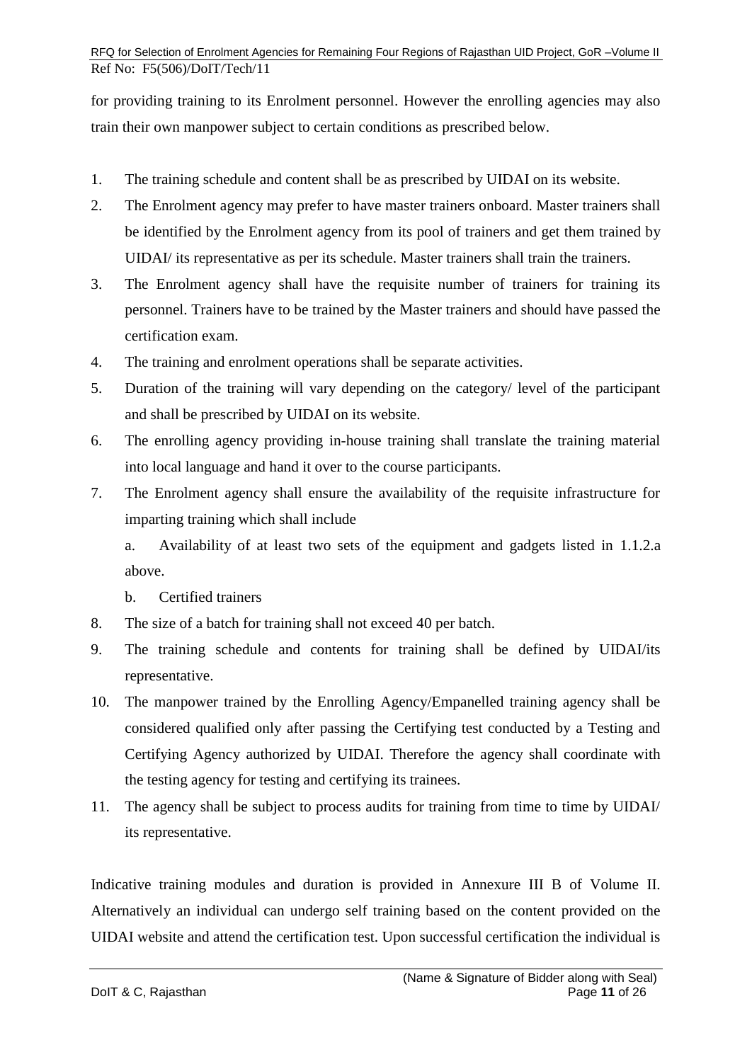for providing training to its Enrolment personnel. However the enrolling agencies may also train their own manpower subject to certain conditions as prescribed below.

1. The training schedule and content shall be as prescribed by UIDAI on its website.
2. The Enrolment agency may prefer to have master trainers onboard. Master trainers shall be identified by the Enrolment agency from its pool of trainers and get them trained by UIDAI/ its representative as per its schedule. Master trainers shall train the trainers.
3. The Enrolment agency shall have the requisite number of trainers for training its personnel. Trainers have to be trained by the Master trainers and should have passed the certification exam.
4. The training and enrolment operations shall be separate activities.
5. Duration of the training will vary depending on the category/ level of the participant and shall be prescribed by UIDAI on its website.
6. The enrolling agency providing in-house training shall translate the training material into local language and hand it over to the course participants.
7. The Enrolment agency shall ensure the availability of the requisite infrastructure for imparting training which shall include
   a. Availability of at least two sets of the equipment and gadgets listed in 1.1.2.a above.
   b. Certified trainers
8. The size of a batch for training shall not exceed 40 per batch.
9. The training schedule and contents for training shall be defined by UIDAI/its representative.
10. The manpower trained by the Enrolling Agency/Empanelled training agency shall be considered qualified only after passing the Certifying test conducted by a Testing and Certifying Agency authorized by UIDAI. Therefore the agency shall coordinate with the testing agency for testing and certifying its trainees.
11. The agency shall be subject to process audits for training from time to time by UIDAI/ its representative.

Indicative training modules and duration is provided in Annexure III B of Volume II. Alternatively an individual can undergo self training based on the content provided on the UIDAI website and attend the certification test. Upon successful certification the individual is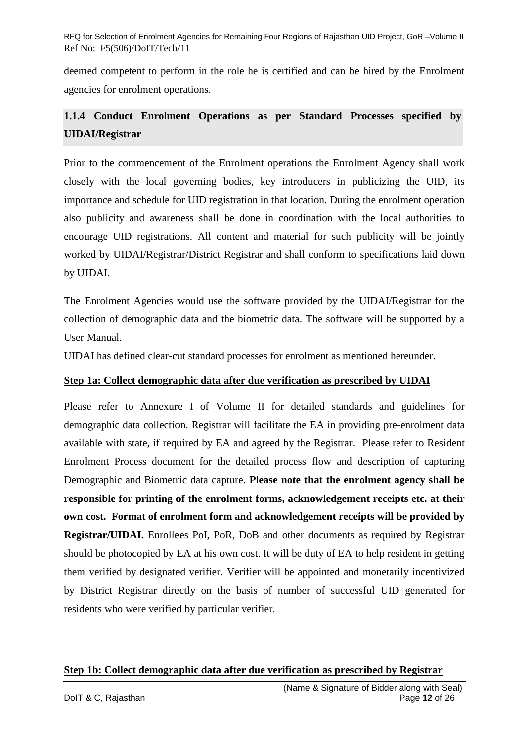deemed competent to perform in the role he is certified and can be hired by the Enrolment agencies for enrolment operations.

### 1.1.4 Conduct Enrolment Operations as per Standard Processes specified by UIDAI/Registrar

Prior to the commencement of the Enrolment operations the Enrolment Agency shall work closely with the local governing bodies, key introducers in publicizing the UID, its importance and schedule for UID registration in that location. During the enrolment operation also publicity and awareness shall be done in coordination with the local authorities to encourage UID registrations. All content and material for such publicity will be jointly worked by UIDAI/Registrar/District Registrar and shall conform to specifications laid down by UIDAI.

The Enrolment Agencies would use the software provided by the UIDAI/Registrar for the collection of demographic data and the biometric data. The software will be supported by a User Manual.

UIDAI has defined clear-cut standard processes for enrolment as mentioned hereunder.

**Step 1a: Collect demographic data after due verification as prescribed by UIDAI**

Please refer to Annexure I of Volume II for detailed standards and guidelines for demographic data collection. Registrar will facilitate the EA in providing pre-enrolment data available with state, if required by EA and agreed by the Registrar. Please refer to Resident Enrolment Process document for the detailed process flow and description of capturing Demographic and Biometric data capture. **Please note that the enrolment agency shall be responsible for printing of the enrolment forms, acknowledgement receipts etc. at their own cost. Format of enrolment form and acknowledgement receipts will be provided by Registrar/UIDAI.** Enrollees PoI, PoR, DoB and other documents as required by Registrar should be photocopied by EA at his own cost. It will be duty of EA to help resident in getting them verified by designated verifier. Verifier will be appointed and monetarily incentivized by District Registrar directly on the basis of number of successful UID generated for residents who were verified by particular verifier.

**Step 1b: Collect demographic data after due verification as prescribed by Registrar**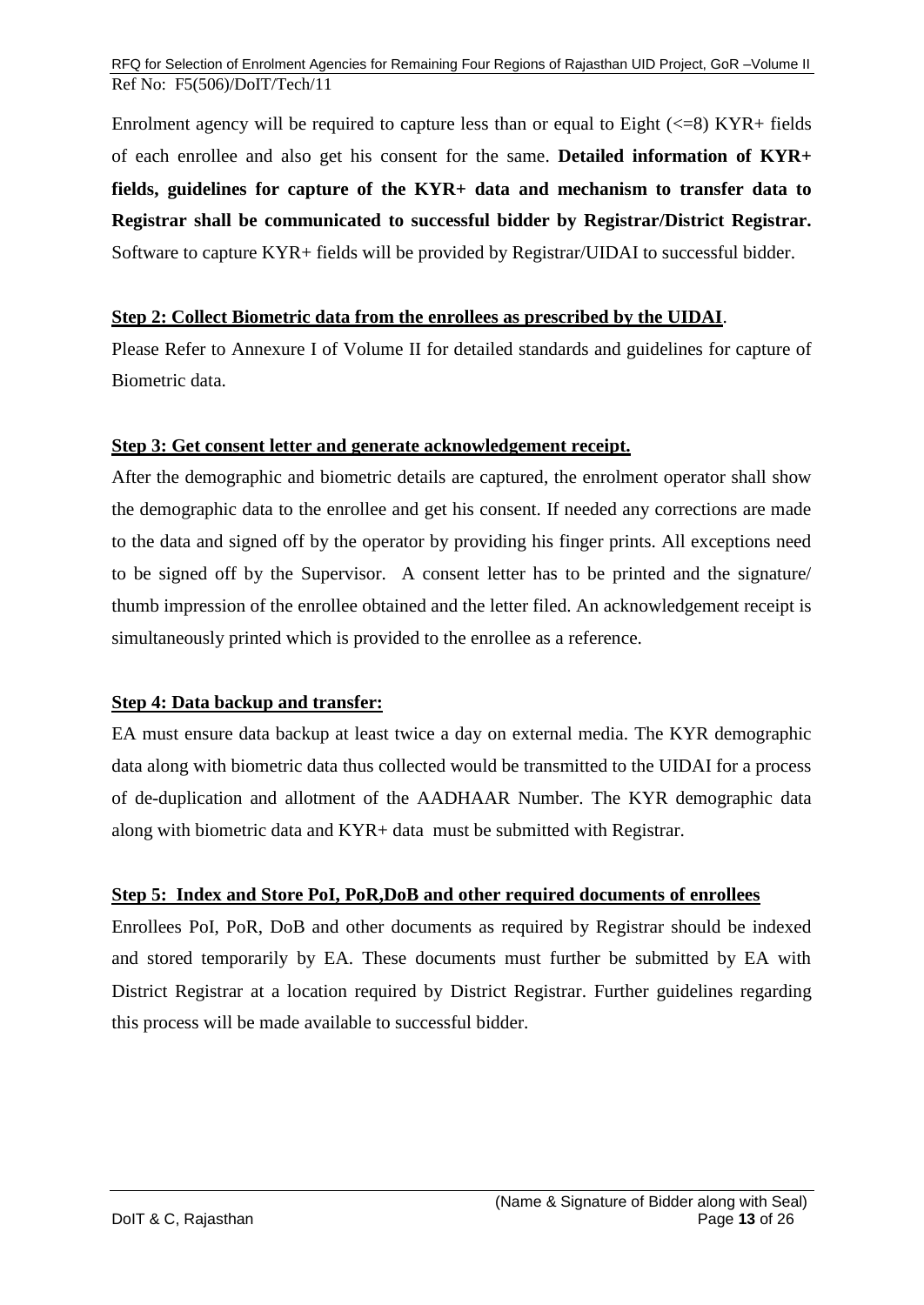Enrolment agency will be required to capture less than or equal to Eight (<=8) KYR+ fields of each enrollee and also get his consent for the same. **Detailed information of KYR+ fields, guidelines for capture of the KYR+ data and mechanism to transfer data to Registrar shall be communicated to successful bidder by Registrar/District Registrar.** Software to capture KYR+ fields will be provided by Registrar/UIDAI to successful bidder.

**Step 2: Collect Biometric data from the enrollees as prescribed by the UIDAI**.

Please Refer to Annexure I of Volume II for detailed standards and guidelines for capture of Biometric data.

**Step 3: Get consent letter and generate acknowledgement receipt.**

After the demographic and biometric details are captured, the enrolment operator shall show the demographic data to the enrollee and get his consent. If needed any corrections are made to the data and signed off by the operator by providing his finger prints. All exceptions need to be signed off by the Supervisor. A consent letter has to be printed and the signature/ thumb impression of the enrollee obtained and the letter filed. An acknowledgement receipt is simultaneously printed which is provided to the enrollee as a reference.

**Step 4: Data backup and transfer:**

EA must ensure data backup at least twice a day on external media. The KYR demographic data along with biometric data thus collected would be transmitted to the UIDAI for a process of de-duplication and allotment of the AADHAAR Number. The KYR demographic data along with biometric data and KYR+ data must be submitted with Registrar.

**Step 5: Index and Store PoI, PoR,DoB and other required documents of enrollees**

Enrollees PoI, PoR, DoB and other documents as required by Registrar should be indexed and stored temporarily by EA. These documents must further be submitted by EA with District Registrar at a location required by District Registrar. Further guidelines regarding this process will be made available to successful bidder.

(Name & Signature of Bidder along with Seal)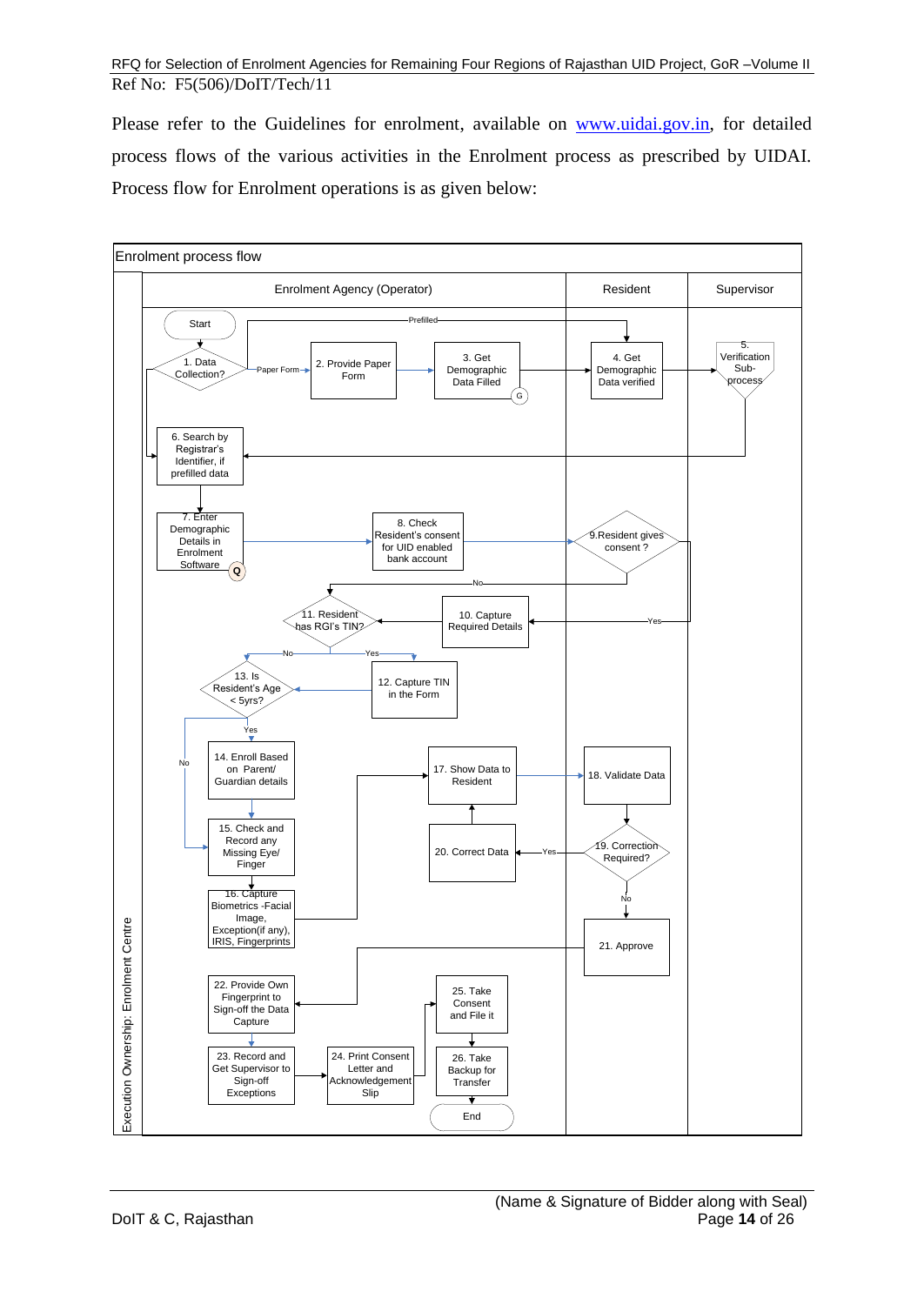Please refer to the Guidelines for enrolment, available on www.uidai.gov.in, for detailed process flows of the various activities in the Enrolment process as prescribed by UIDAI. Process flow for Enrolment operations is as given below:

**Enrolment process flow**

Execution Ownership: Enrolment Centre

| Enrolment Agency (Operator) | Resident | Supervisor |
|---|---|---|
| Start | | |
| 1. Data Collection? — Paper Form → 2. Provide Paper Form → 3. Get Demographic Data Filled (G); Prefilled → 4. Get Demographic Data verified | 4. Get Demographic Data verified | 5. Verification Sub-process |
| 6. Search by Registrar's Identifier, if prefilled data | | |
| 7. Enter Demographic Details in Enrolment Software (Q) → 8. Check Resident's consent for UID enabled bank account | 9. Resident gives consent ? (No → 11; Yes → 10) | |
| 10. Capture Required Details → 11. Resident has RGI's TIN? (Yes → 12. Capture TIN in the Form; No → 13) | | |
| 13. Is Resident's Age < 5yrs? (Yes → 14; No → 15) | | |
| 14. Enroll Based on Parent/ Guardian details | | |
| 15. Check and Record any Missing Eye/ Finger | | |
| 16. Capture Biometrics -Facial Image, Exception(if any), IRIS, Fingerprints → 17. Show Data to Resident | 18. Validate Data | |
| 20. Correct Data → 17 | 19. Correction Required? (Yes → 20; No → 21) | |
| | 21. Approve | |
| 22. Provide Own Fingerprint to Sign-off the Data Capture | | |
| 23. Record and Get Supervisor to Sign-off Exceptions → 24. Print Consent Letter and Acknowledgement Slip → 25. Take Consent and File it → 26. Take Backup for Transfer → End | | |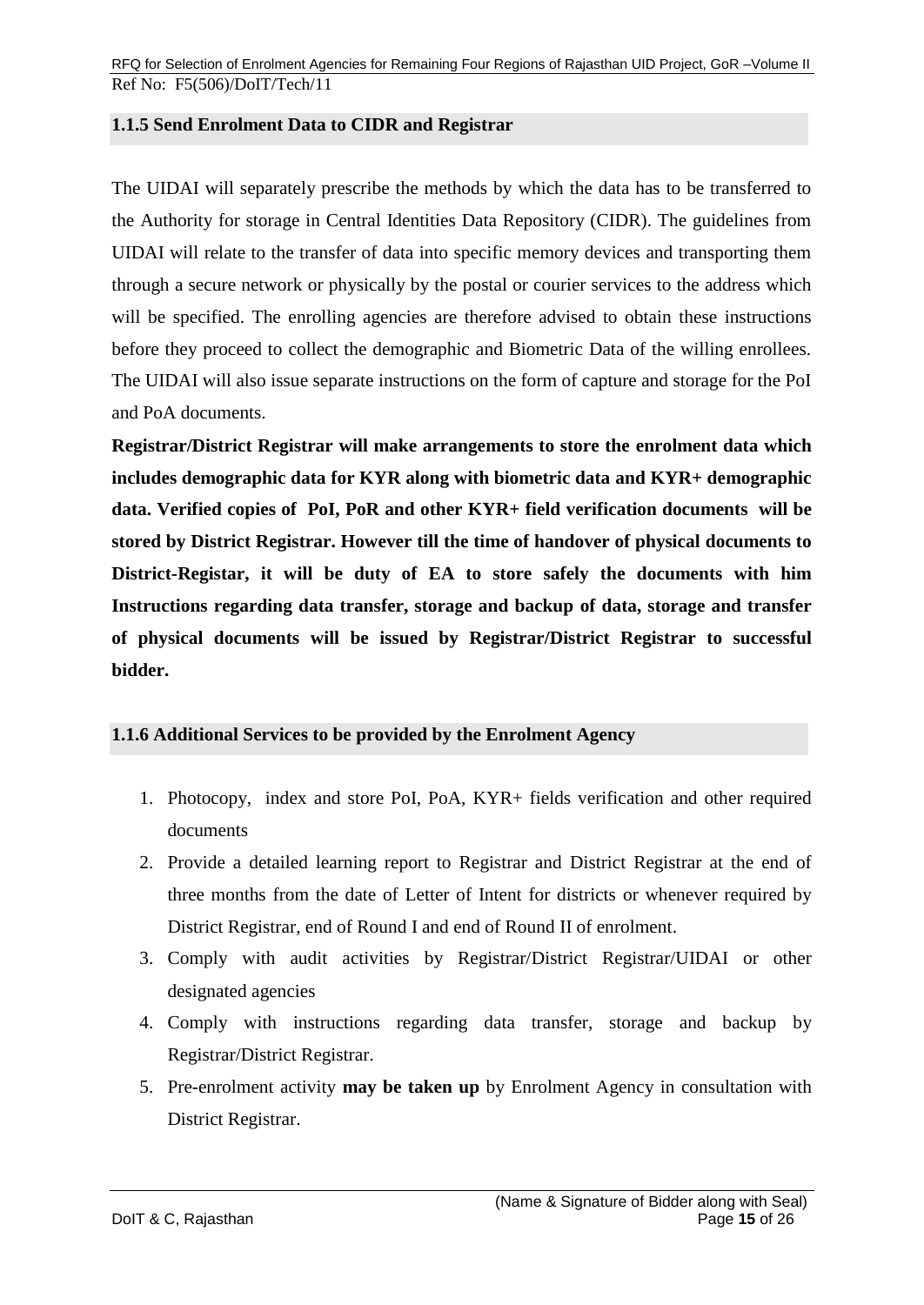### 1.1.5 Send Enrolment Data to CIDR and Registrar

The UIDAI will separately prescribe the methods by which the data has to be transferred to the Authority for storage in Central Identities Data Repository (CIDR). The guidelines from UIDAI will relate to the transfer of data into specific memory devices and transporting them through a secure network or physically by the postal or courier services to the address which will be specified. The enrolling agencies are therefore advised to obtain these instructions before they proceed to collect the demographic and Biometric Data of the willing enrollees. The UIDAI will also issue separate instructions on the form of capture and storage for the PoI and PoA documents.

**Registrar/District Registrar will make arrangements to store the enrolment data which includes demographic data for KYR along with biometric data and KYR+ demographic data. Verified copies of PoI, PoR and other KYR+ field verification documents will be stored by District Registrar. However till the time of handover of physical documents to District-Registar, it will be duty of EA to store safely the documents with him Instructions regarding data transfer, storage and backup of data, storage and transfer of physical documents will be issued by Registrar/District Registrar to successful bidder.**

### 1.1.6 Additional Services to be provided by the Enrolment Agency

1. Photocopy, index and store PoI, PoA, KYR+ fields verification and other required documents
2. Provide a detailed learning report to Registrar and District Registrar at the end of three months from the date of Letter of Intent for districts or whenever required by District Registrar, end of Round I and end of Round II of enrolment.
3. Comply with audit activities by Registrar/District Registrar/UIDAI or other designated agencies
4. Comply with instructions regarding data transfer, storage and backup by Registrar/District Registrar.
5. Pre-enrolment activity **may be taken up** by Enrolment Agency in consultation with District Registrar.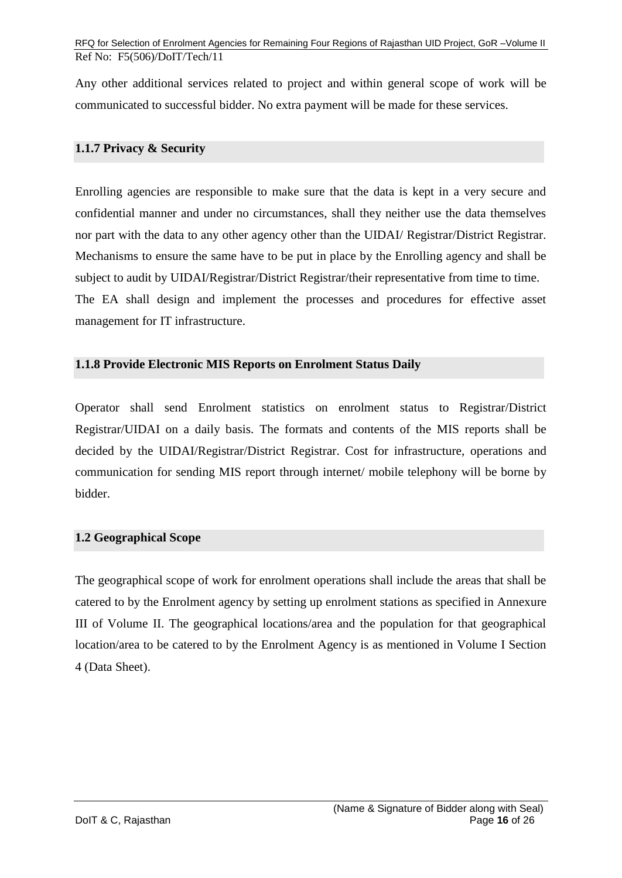Any other additional services related to project and within general scope of work will be communicated to successful bidder. No extra payment will be made for these services.

### 1.1.7 Privacy & Security

Enrolling agencies are responsible to make sure that the data is kept in a very secure and confidential manner and under no circumstances, shall they neither use the data themselves nor part with the data to any other agency other than the UIDAI/ Registrar/District Registrar. Mechanisms to ensure the same have to be put in place by the Enrolling agency and shall be subject to audit by UIDAI/Registrar/District Registrar/their representative from time to time. The EA shall design and implement the processes and procedures for effective asset management for IT infrastructure.

### 1.1.8 Provide Electronic MIS Reports on Enrolment Status Daily

Operator shall send Enrolment statistics on enrolment status to Registrar/District Registrar/UIDAI on a daily basis. The formats and contents of the MIS reports shall be decided by the UIDAI/Registrar/District Registrar. Cost for infrastructure, operations and communication for sending MIS report through internet/ mobile telephony will be borne by bidder.

## 1.2 Geographical Scope

The geographical scope of work for enrolment operations shall include the areas that shall be catered to by the Enrolment agency by setting up enrolment stations as specified in Annexure III of Volume II. The geographical locations/area and the population for that geographical location/area to be catered to by the Enrolment Agency is as mentioned in Volume I Section 4 (Data Sheet).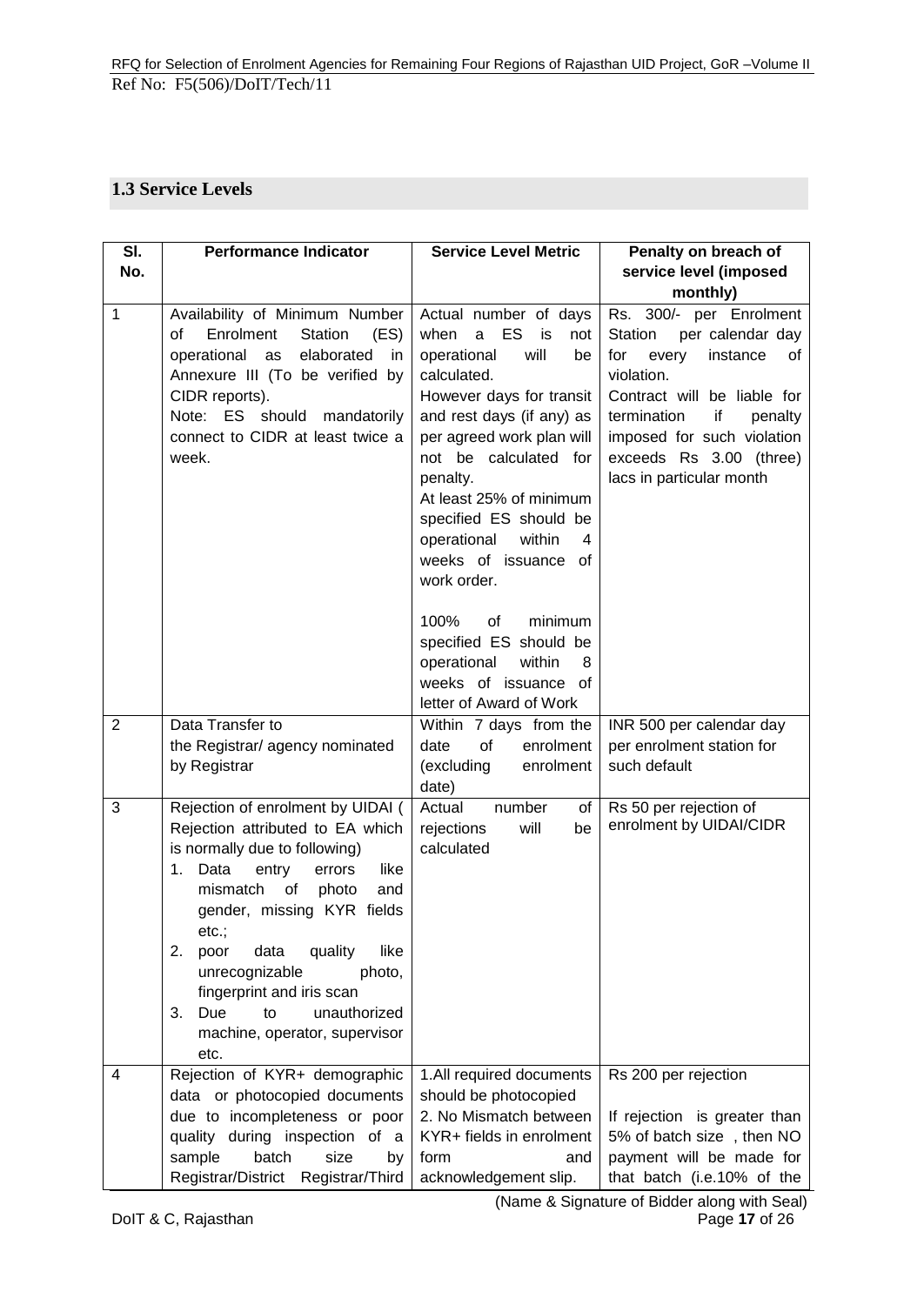## 1.3 Service Levels

| Sl. No. | Performance Indicator | Service Level Metric | Penalty on breach of service level (imposed monthly) |
|---|---|---|---|
| 1 | Availability of Minimum Number of Enrolment Station (ES) operational as elaborated in Annexure III (To be verified by CIDR reports).<br>Note: ES should mandatorily connect to CIDR at least twice a week. | Actual number of days when a ES is not operational will be calculated.<br>However days for transit and rest days (if any) as per agreed work plan will not be calculated for penalty.<br>At least 25% of minimum specified ES should be operational within 4 weeks of issuance of work order.<br><br>100% of minimum specified ES should be operational within 8 weeks of issuance of letter of Award of Work | Rs. 300/- per Enrolment Station per calendar day for every instance of violation.<br>Contract will be liable for termination if penalty imposed for such violation exceeds Rs 3.00 (three) lacs in particular month |
| 2 | Data Transfer to the Registrar/ agency nominated by Registrar | Within 7 days from the date of enrolment (excluding enrolment date) | INR 500 per calendar day per enrolment station for such default |
| 3 | Rejection of enrolment by UIDAI ( Rejection attributed to EA which is normally due to following)<br>1. Data entry errors like mismatch of photo and gender, missing KYR fields etc.;<br>2. poor data quality like unrecognizable photo, fingerprint and iris scan<br>3. Due to unauthorized machine, operator, supervisor etc. | Actual number of rejections will be calculated | Rs 50 per rejection of enrolment by UIDAI/CIDR |
| 4 | Rejection of KYR+ demographic data or photocopied documents due to incompleteness or poor quality during inspection of a sample batch size by Registrar/District Registrar/Third | 1.All required documents should be photocopied<br>2. No Mismatch between KYR+ fields in enrolment form and acknowledgement slip. | Rs 200 per rejection<br><br>If rejection is greater than 5% of batch size , then NO payment will be made for that batch (i.e.10% of the |

(Name & Signature of Bidder along with Seal)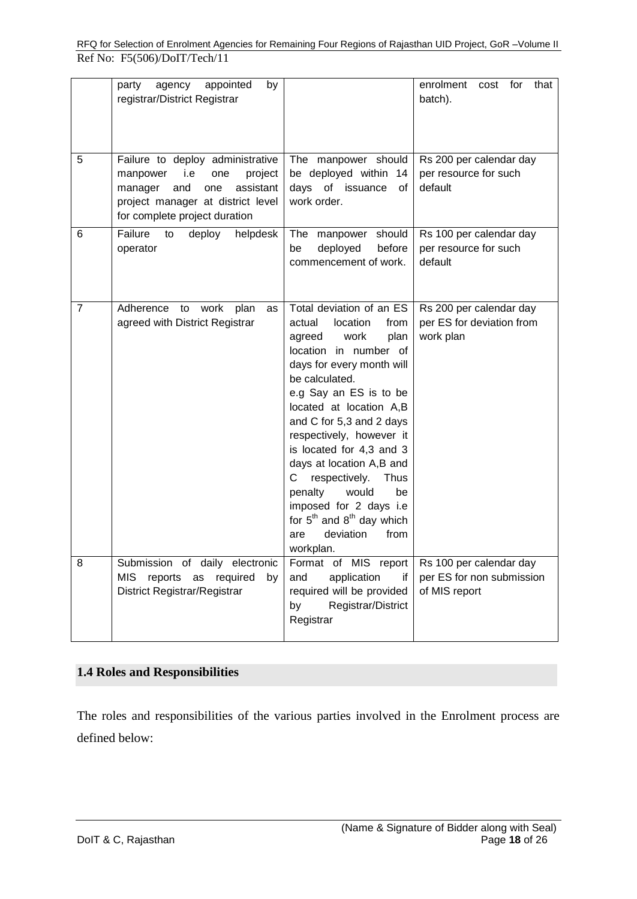|   | party agency appointed by registrar/District Registrar |   | enrolment cost for that batch). |
|---|---|---|---|
| 5 | Failure to deploy administrative manpower i.e one project manager and one assistant project manager at district level for complete project duration | The manpower should be deployed within 14 days of issuance of work order. | Rs 200 per calendar day per resource for such default |
| 6 | Failure to deploy helpdesk operator | The manpower should be deployed before commencement of work. | Rs 100 per calendar day per resource for such default |
| 7 | Adherence to work plan as agreed with District Registrar | Total deviation of an ES actual location from agreed work plan location in number of days for every month will be calculated. e.g Say an ES is to be located at location A,B and C for 5,3 and 2 days respectively, however it is located for 4,3 and 3 days at location A,B and C respectively. Thus penalty would be imposed for 2 days i.e for 5th and 8th day which are deviation from workplan. | Rs 200 per calendar day per ES for deviation from work plan |
| 8 | Submission of daily electronic MIS reports as required by District Registrar/Registrar | Format of MIS report and application if required will be provided by Registrar/District Registrar | Rs 100 per calendar day per ES for non submission of MIS report |

## 1.4 Roles and Responsibilities

The roles and responsibilities of the various parties involved in the Enrolment process are defined below: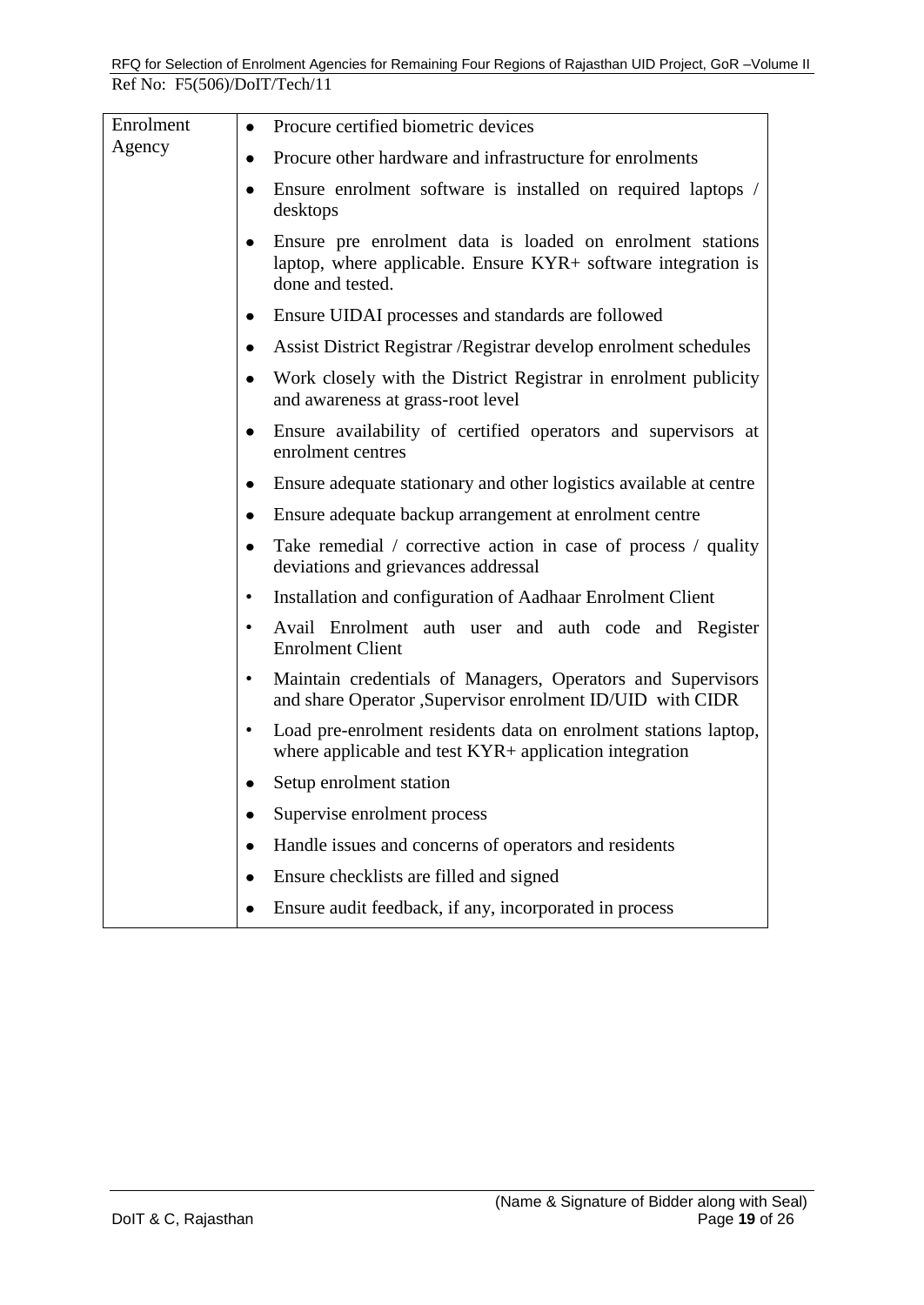| Enrolment Agency | <ul><li>Procure certified biometric devices</li><li>Procure other hardware and infrastructure for enrolments</li><li>Ensure enrolment software is installed on required laptops / desktops</li><li>Ensure pre enrolment data is loaded on enrolment stations laptop, where applicable. Ensure KYR+ software integration is done and tested.</li><li>Ensure UIDAI processes and standards are followed</li><li>Assist District Registrar /Registrar develop enrolment schedules</li><li>Work closely with the District Registrar in enrolment publicity and awareness at grass-root level</li><li>Ensure availability of certified operators and supervisors at enrolment centres</li><li>Ensure adequate stationary and other logistics available at centre</li><li>Ensure adequate backup arrangement at enrolment centre</li><li>Take remedial / corrective action in case of process / quality deviations and grievances addressal</li><li>Installation and configuration of Aadhaar Enrolment Client</li><li>Avail Enrolment auth user and auth code and Register Enrolment Client</li><li>Maintain credentials of Managers, Operators and Supervisors and share Operator ,Supervisor enrolment ID/UID with CIDR</li><li>Load pre-enrolment residents data on enrolment stations laptop, where applicable and test KYR+ application integration</li><li>Setup enrolment station</li><li>Supervise enrolment process</li><li>Handle issues and concerns of operators and residents</li><li>Ensure checklists are filled and signed</li><li>Ensure audit feedback, if any, incorporated in process</li></ul> |
|---|---|

(Name & Signature of Bidder along with Seal)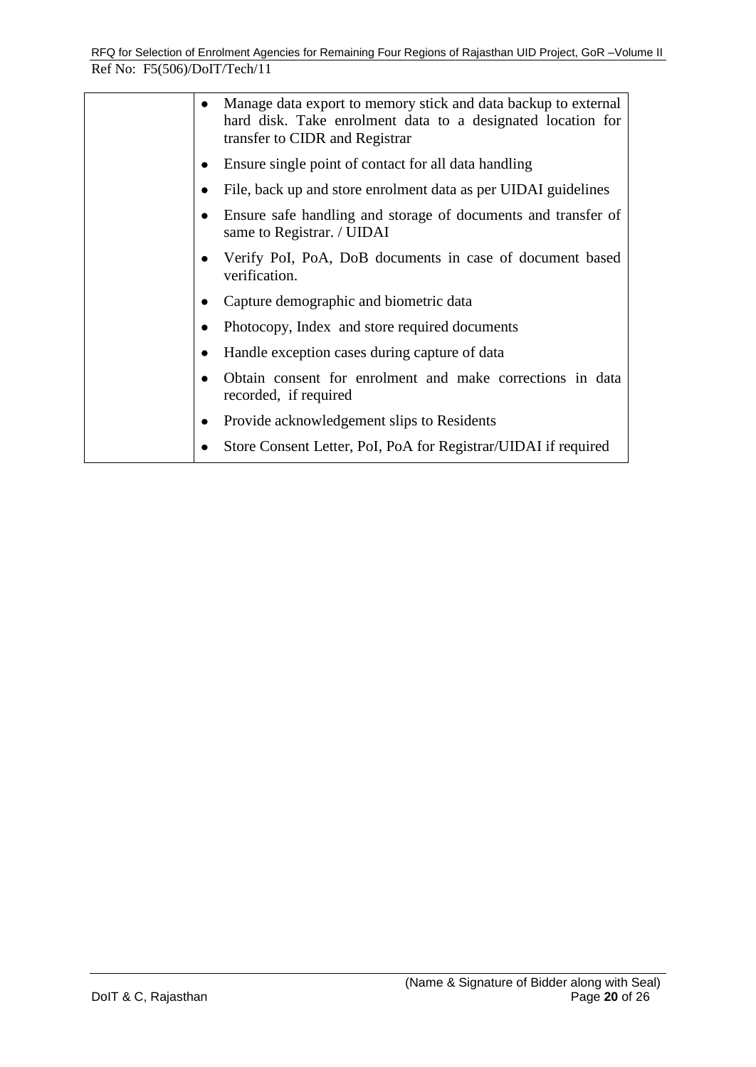| | |
|---|---|
| | • Manage data export to memory stick and data backup to external hard disk. Take enrolment data to a designated location for transfer to CIDR and Registrar<br>• Ensure single point of contact for all data handling<br>• File, back up and store enrolment data as per UIDAI guidelines<br>• Ensure safe handling and storage of documents and transfer of same to Registrar. / UIDAI<br>• Verify PoI, PoA, DoB documents in case of document based verification.<br>• Capture demographic and biometric data<br>• Photocopy, Index and store required documents<br>• Handle exception cases during capture of data<br>• Obtain consent for enrolment and make corrections in data recorded, if required<br>• Provide acknowledgement slips to Residents<br>• Store Consent Letter, PoI, PoA for Registrar/UIDAI if required |

(Name & Signature of Bidder along with Seal)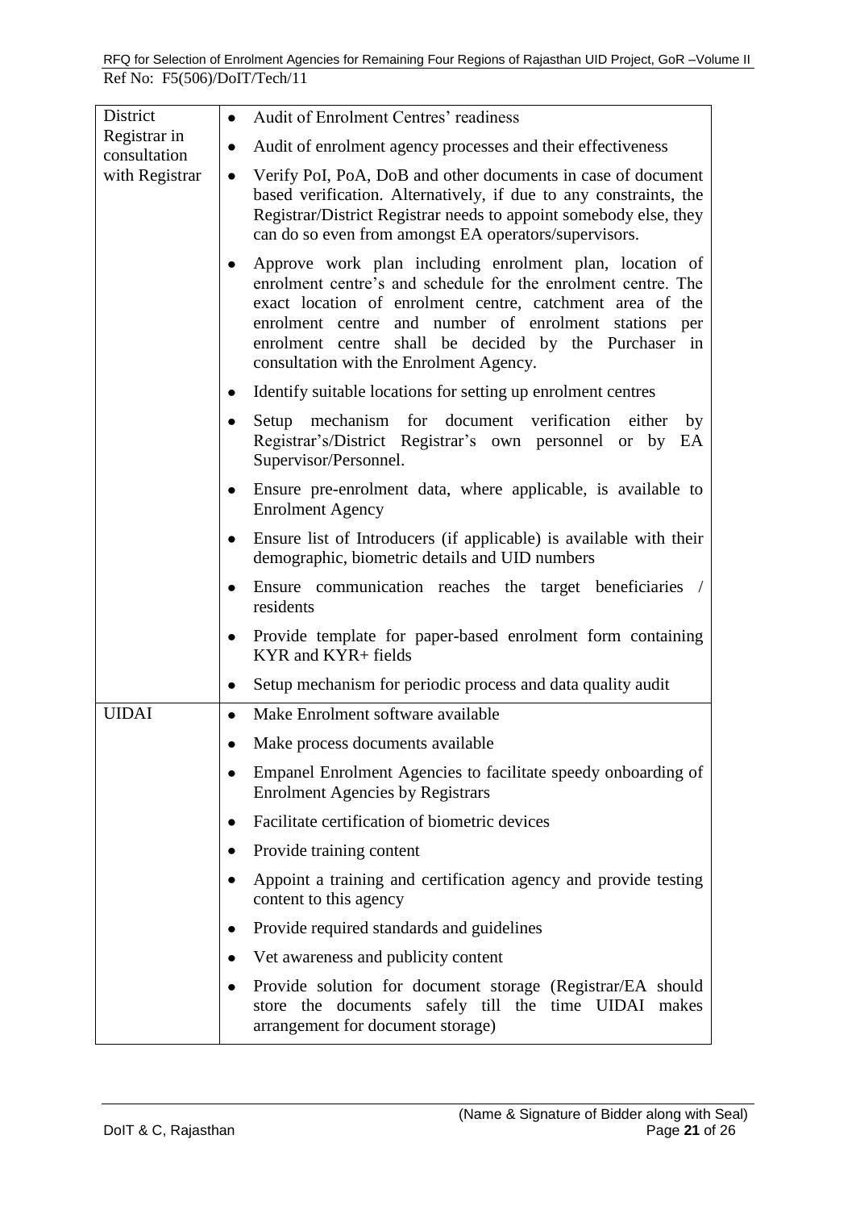| District Registrar in consultation with Registrar | • Audit of Enrolment Centres' readiness<br>• Audit of enrolment agency processes and their effectiveness<br>• Verify PoI, PoA, DoB and other documents in case of document based verification. Alternatively, if due to any constraints, the Registrar/District Registrar needs to appoint somebody else, they can do so even from amongst EA operators/supervisors.<br>• Approve work plan including enrolment plan, location of enrolment centre's and schedule for the enrolment centre. The exact location of enrolment centre, catchment area of the enrolment centre and number of enrolment stations per enrolment centre shall be decided by the Purchaser in consultation with the Enrolment Agency.<br>• Identify suitable locations for setting up enrolment centres<br>• Setup mechanism for document verification either by Registrar's/District Registrar's own personnel or by EA Supervisor/Personnel.<br>• Ensure pre-enrolment data, where applicable, is available to Enrolment Agency<br>• Ensure list of Introducers (if applicable) is available with their demographic, biometric details and UID numbers<br>• Ensure communication reaches the target beneficiaries / residents<br>• Provide template for paper-based enrolment form containing KYR and KYR+ fields<br>• Setup mechanism for periodic process and data quality audit |
|---|---|
| UIDAI | • Make Enrolment software available<br>• Make process documents available<br>• Empanel Enrolment Agencies to facilitate speedy onboarding of Enrolment Agencies by Registrars<br>• Facilitate certification of biometric devices<br>• Provide training content<br>• Appoint a training and certification agency and provide testing content to this agency<br>• Provide required standards and guidelines<br>• Vet awareness and publicity content<br>• Provide solution for document storage (Registrar/EA should store the documents safely till the time UIDAI makes arrangement for document storage) |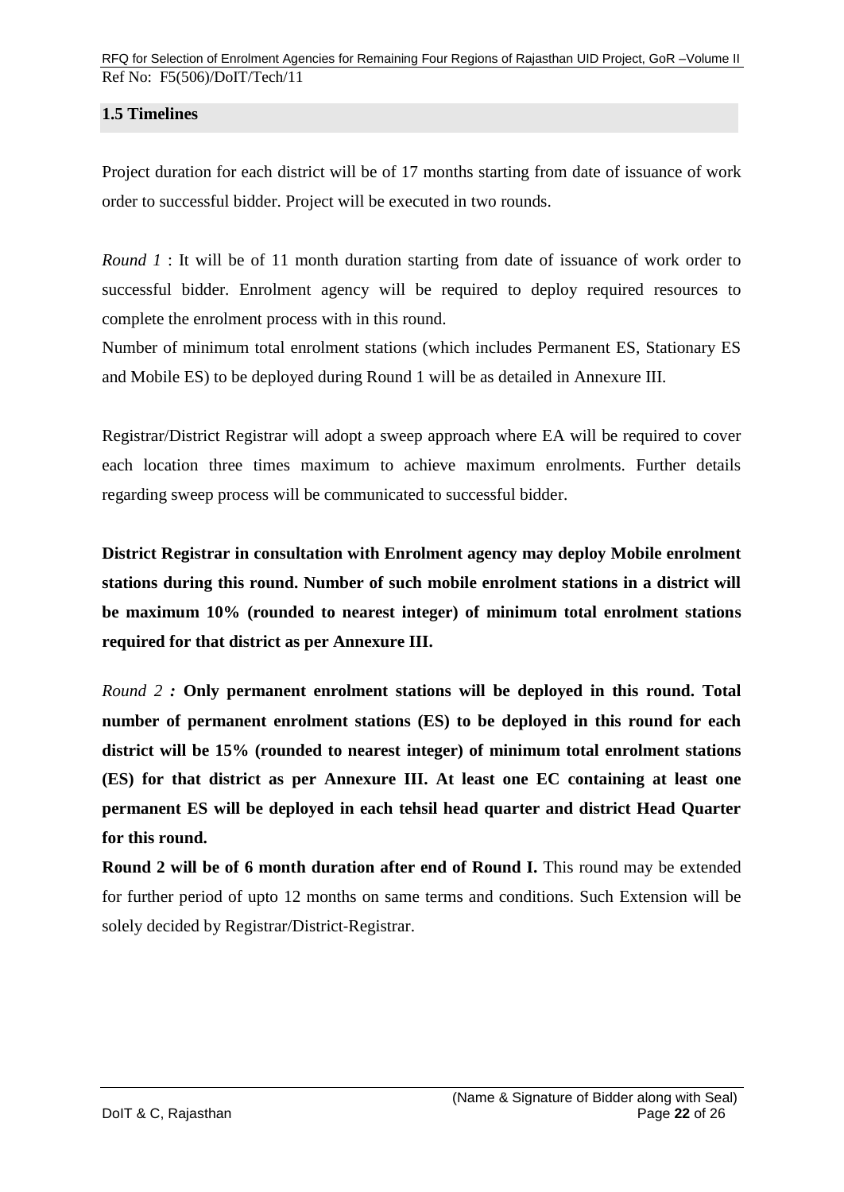### 1.5 Timelines

Project duration for each district will be of 17 months starting from date of issuance of work order to successful bidder. Project will be executed in two rounds.

*Round 1* : It will be of 11 month duration starting from date of issuance of work order to successful bidder. Enrolment agency will be required to deploy required resources to complete the enrolment process with in this round.

Number of minimum total enrolment stations (which includes Permanent ES, Stationary ES and Mobile ES) to be deployed during Round 1 will be as detailed in Annexure III.

Registrar/District Registrar will adopt a sweep approach where EA will be required to cover each location three times maximum to achieve maximum enrolments. Further details regarding sweep process will be communicated to successful bidder.

**District Registrar in consultation with Enrolment agency may deploy Mobile enrolment stations during this round. Number of such mobile enrolment stations in a district will be maximum 10% (rounded to nearest integer) of minimum total enrolment stations required for that district as per Annexure III.**

*Round 2* **: Only permanent enrolment stations will be deployed in this round. Total number of permanent enrolment stations (ES) to be deployed in this round for each district will be 15% (rounded to nearest integer) of minimum total enrolment stations (ES) for that district as per Annexure III. At least one EC containing at least one permanent ES will be deployed in each tehsil head quarter and district Head Quarter for this round.**

**Round 2 will be of 6 month duration after end of Round I.** This round may be extended for further period of upto 12 months on same terms and conditions. Such Extension will be solely decided by Registrar/District-Registrar.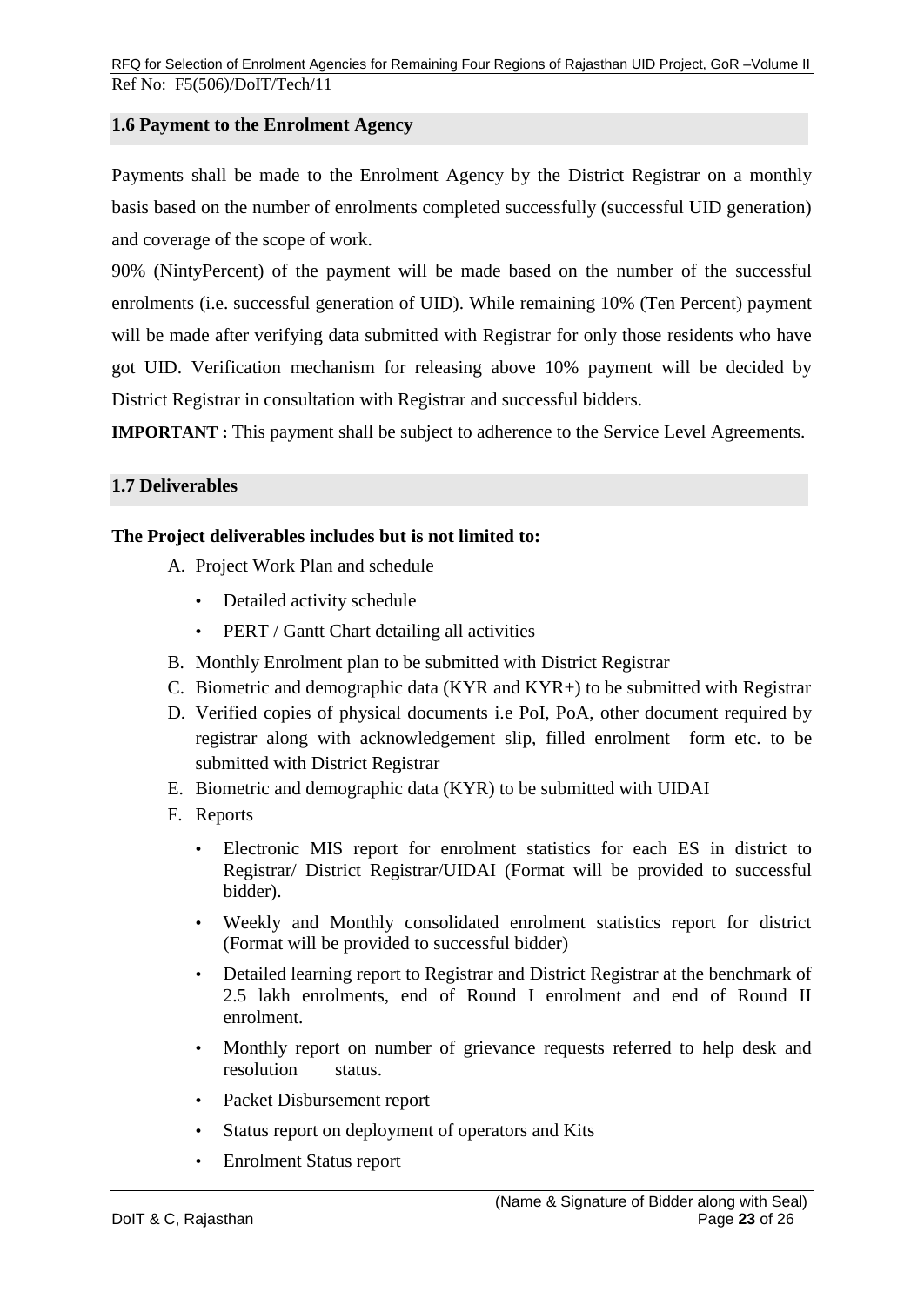## 1.6 Payment to the Enrolment Agency

Payments shall be made to the Enrolment Agency by the District Registrar on a monthly basis based on the number of enrolments completed successfully (successful UID generation) and coverage of the scope of work.

90% (NintyPercent) of the payment will be made based on the number of the successful enrolments (i.e. successful generation of UID). While remaining 10% (Ten Percent) payment will be made after verifying data submitted with Registrar for only those residents who have got UID. Verification mechanism for releasing above 10% payment will be decided by District Registrar in consultation with Registrar and successful bidders.

**IMPORTANT :** This payment shall be subject to adherence to the Service Level Agreements.

## 1.7 Deliverables

**The Project deliverables includes but is not limited to:**

A. Project Work Plan and schedule
   - Detailed activity schedule
   - PERT / Gantt Chart detailing all activities

B. Monthly Enrolment plan to be submitted with District Registrar

C. Biometric and demographic data (KYR and KYR+) to be submitted with Registrar

D. Verified copies of physical documents i.e PoI, PoA, other document required by registrar along with acknowledgement slip, filled enrolment form etc. to be submitted with District Registrar

E. Biometric and demographic data (KYR) to be submitted with UIDAI

F. Reports
   - Electronic MIS report for enrolment statistics for each ES in district to Registrar/ District Registrar/UIDAI (Format will be provided to successful bidder).
   - Weekly and Monthly consolidated enrolment statistics report for district (Format will be provided to successful bidder)
   - Detailed learning report to Registrar and District Registrar at the benchmark of 2.5 lakh enrolments, end of Round I enrolment and end of Round II enrolment.
   - Monthly report on number of grievance requests referred to help desk and resolution status.
   - Packet Disbursement report
   - Status report on deployment of operators and Kits
   - Enrolment Status report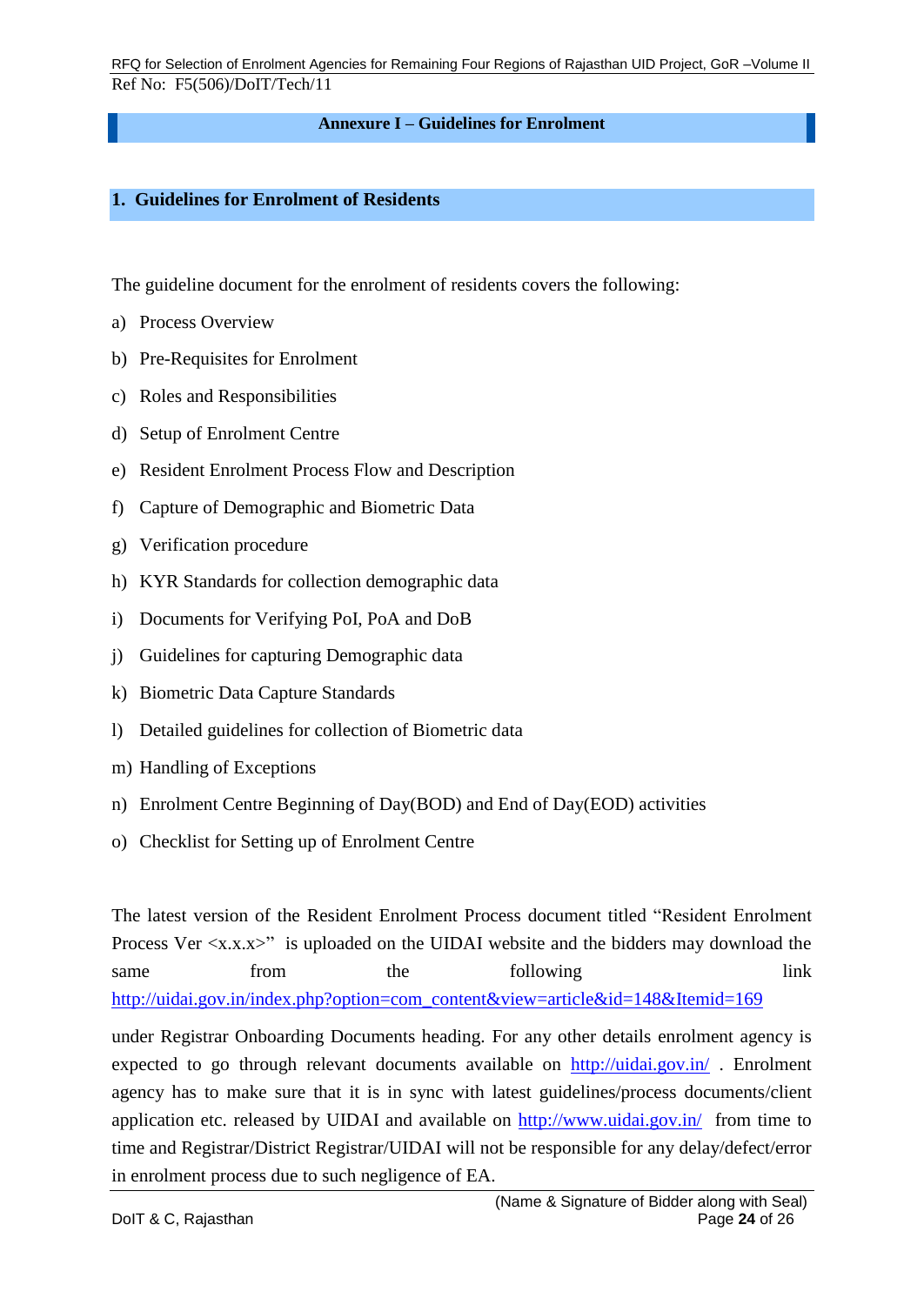## Annexure I – Guidelines for Enrolment

### 1. Guidelines for Enrolment of Residents

The guideline document for the enrolment of residents covers the following:

a) Process Overview

b) Pre-Requisites for Enrolment

c) Roles and Responsibilities

d) Setup of Enrolment Centre

e) Resident Enrolment Process Flow and Description

f) Capture of Demographic and Biometric Data

g) Verification procedure

h) KYR Standards for collection demographic data

i) Documents for Verifying PoI, PoA and DoB

j) Guidelines for capturing Demographic data

k) Biometric Data Capture Standards

l) Detailed guidelines for collection of Biometric data

m) Handling of Exceptions

n) Enrolment Centre Beginning of Day(BOD) and End of Day(EOD) activities

o) Checklist for Setting up of Enrolment Centre

The latest version of the Resident Enrolment Process document titled "Resident Enrolment Process Ver <x.x.x>" is uploaded on the UIDAI website and the bidders may download the same from the following link http://uidai.gov.in/index.php?option=com_content&view=article&id=148&Itemid=169

under Registrar Onboarding Documents heading. For any other details enrolment agency is expected to go through relevant documents available on http://uidai.gov.in/ . Enrolment agency has to make sure that it is in sync with latest guidelines/process documents/client application etc. released by UIDAI and available on http://www.uidai.gov.in/ from time to time and Registrar/District Registrar/UIDAI will not be responsible for any delay/defect/error in enrolment process due to such negligence of EA.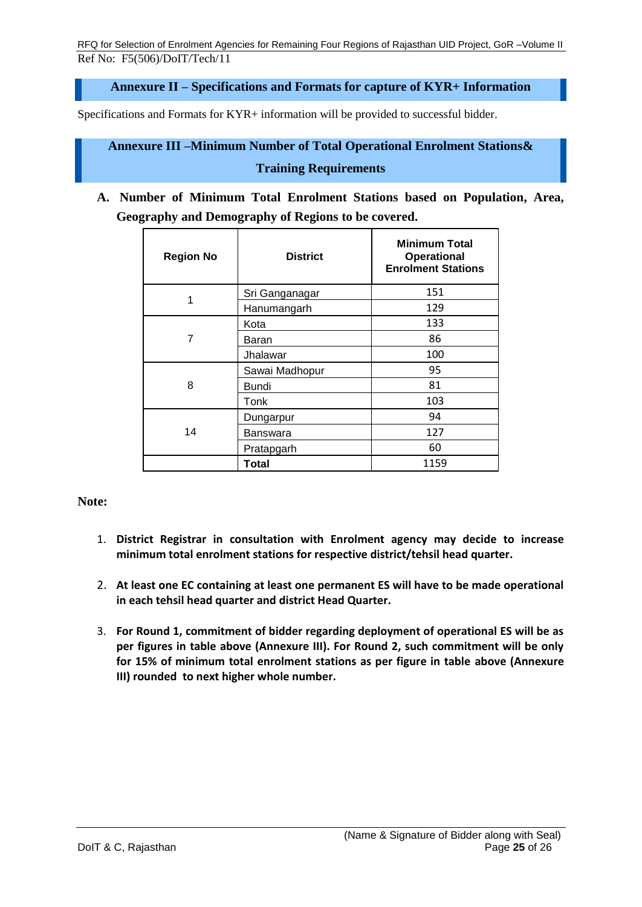## Annexure II – Specifications and Formats for capture of KYR+ Information

Specifications and Formats for KYR+ information will be provided to successful bidder.

## Annexure III –Minimum Number of Total Operational Enrolment Stations& Training Requirements

**A. Number of Minimum Total Enrolment Stations based on Population, Area, Geography and Demography of Regions to be covered.**

| Region No | District | Minimum Total Operational Enrolment Stations |
|---|---|---|
| 1 | Sri Ganganagar | 151 |
| | Hanumangarh | 129 |
| 7 | Kota | 133 |
| | Baran | 86 |
| | Jhalawar | 100 |
| 8 | Sawai Madhopur | 95 |
| | Bundi | 81 |
| | Tonk | 103 |
| 14 | Dungarpur | 94 |
| | Banswara | 127 |
| | Pratapgarh | 60 |
| | **Total** | 1159 |

**Note:**

1. **District Registrar in consultation with Enrolment agency may decide to increase minimum total enrolment stations for respective district/tehsil head quarter.**

2. **At least one EC containing at least one permanent ES will have to be made operational in each tehsil head quarter and district Head Quarter.**

3. **For Round 1, commitment of bidder regarding deployment of operational ES will be as per figures in table above (Annexure III). For Round 2, such commitment will be only for 15% of minimum total enrolment stations as per figure in table above (Annexure III) rounded to next higher whole number.**

(Name & Signature of Bidder along with Seal)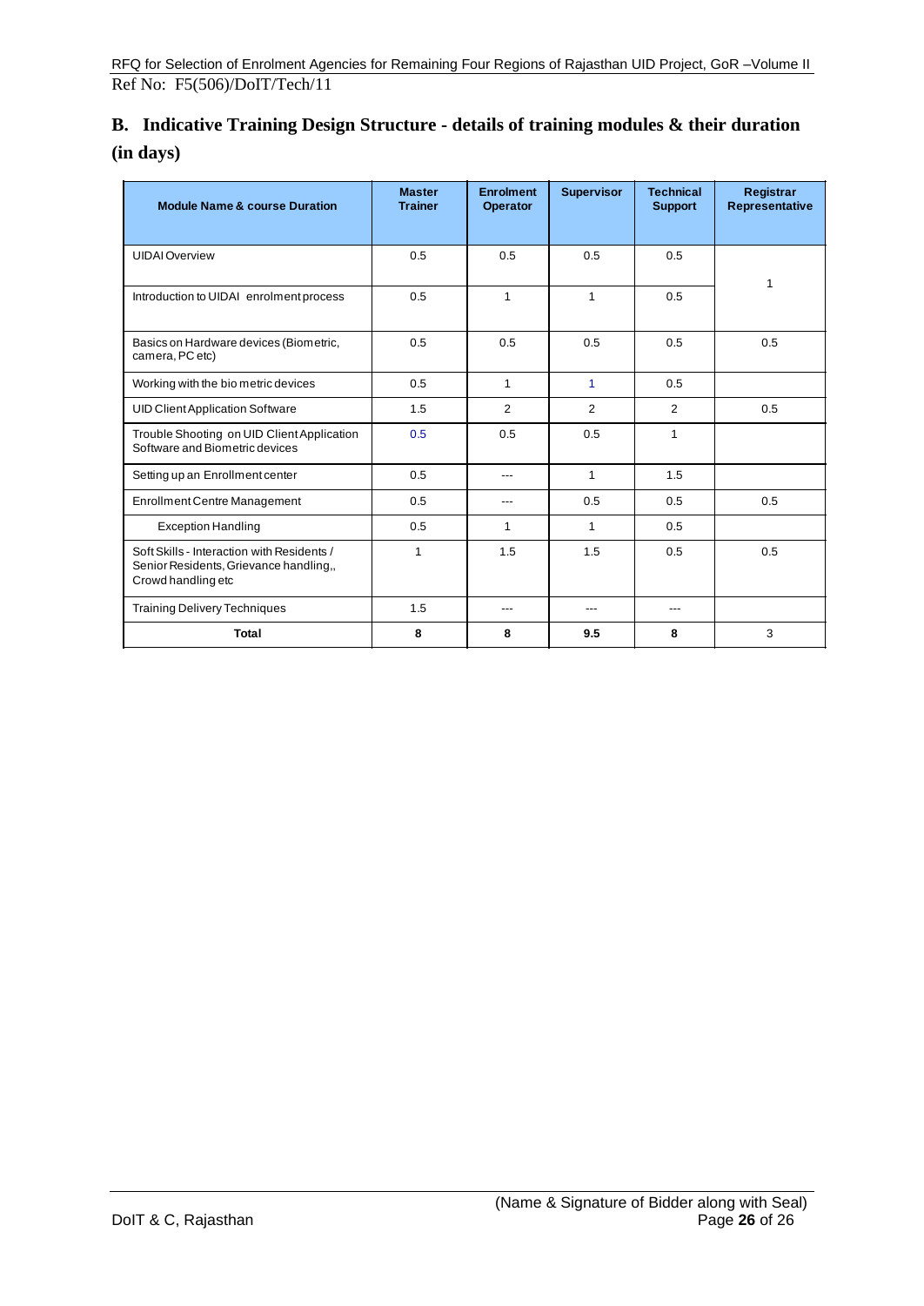## B. Indicative Training Design Structure - details of training modules & their duration (in days)

| Module Name & course Duration | Master Trainer | Enrolment Operator | Supervisor | Technical Support | Registrar Representative |
|---|---|---|---|---|---|
| UIDAI Overview | 0.5 | 0.5 | 0.5 | 0.5 | 1 |
| Introduction to UIDAI enrolment process | 0.5 | 1 | 1 | 0.5 | |
| Basics on Hardware devices (Biometric, camera, PC etc) | 0.5 | 0.5 | 0.5 | 0.5 | 0.5 |
| Working with the bio metric devices | 0.5 | 1 | 1 | 0.5 | |
| UID Client Application Software | 1.5 | 2 | 2 | 2 | 0.5 |
| Trouble Shooting on UID Client Application Software and Biometric devices | 0.5 | 0.5 | 0.5 | 1 | |
| Setting up an Enrollment center | 0.5 | --- | 1 | 1.5 | |
| Enrollment Centre Management | 0.5 | --- | 0.5 | 0.5 | 0.5 |
| Exception Handling | 0.5 | 1 | 1 | 0.5 | |
| Soft Skills - Interaction with Residents / Senior Residents, Grievance handling,, Crowd handling etc | 1 | 1.5 | 1.5 | 0.5 | 0.5 |
| Training Delivery Techniques | 1.5 | --- | --- | --- | |
| **Total** | **8** | **8** | **9.5** | **8** | 3 |

(Name & Signature of Bidder along with Seal)